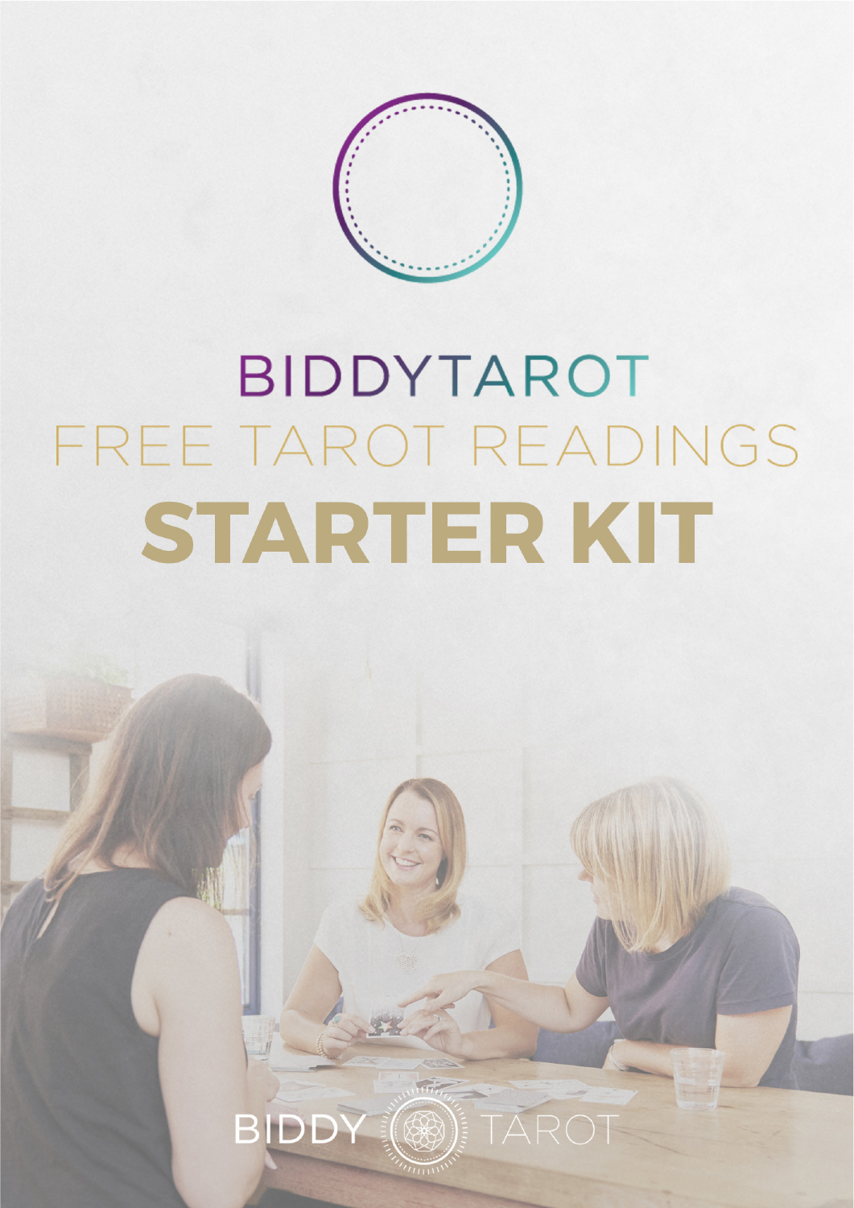# BIDDYTAROT

## FREE TAROT READINGS

# STARTER KIT

BIDDY TAROT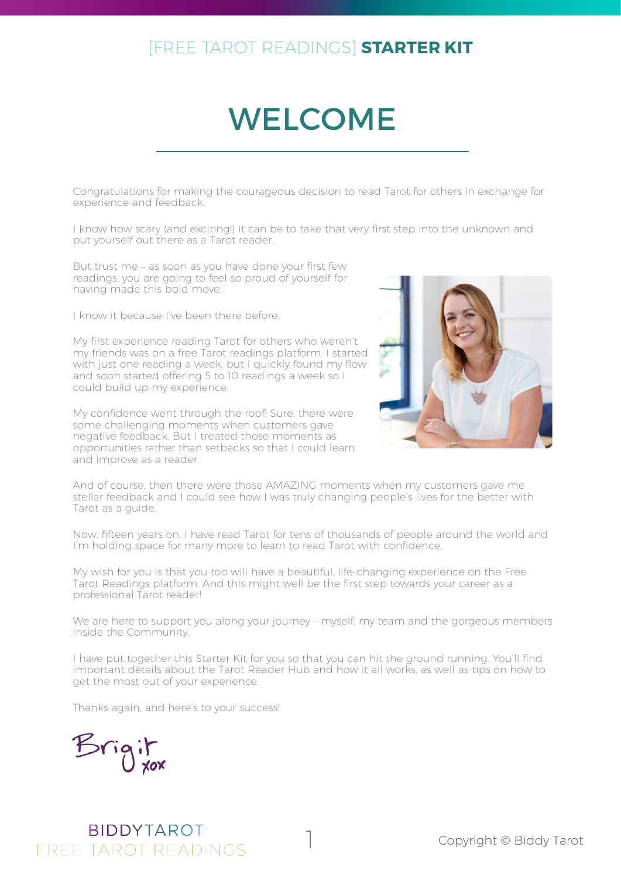# WELCOME

Congratulations for making the courageous decision to read Tarot for others in exchange for experience and feedback.

I know how scary (and exciting!) it can be to take that very first step into the unknown and put yourself out there as a Tarot reader.

But trust me – as soon as you have done your first few readings, you are going to feel so proud of yourself for having made this bold move.

I know it because I've been there before.

My first experience reading Tarot for others who weren't my friends was on a free Tarot readings platform. I started with just one reading a week, but I quickly found my flow and soon started offering 5 to 10 readings a week so I could build up my experience.

My confidence went through the roof! Sure, there were some challenging moments when customers gave negative feedback. But I treated those moments as opportunities rather than setbacks so that I could learn and improve as a reader.

And of course, then there were those AMAZING moments when my customers gave me stellar feedback and I could see how I was truly changing people's lives for the better with Tarot as a guide.

Now, fifteen years on, I have read Tarot for tens of thousands of people around the world and I'm holding space for many more to learn to read Tarot with confidence.

My wish for you is that you too will have a beautiful, life-changing experience on the Free Tarot Readings platform. And this might well be the first step towards your career as a professional Tarot reader!

We are here to support you along your journey – myself, my team and the gorgeous members inside the Community.

I have put together this Starter Kit for you so that you can hit the ground running. You'll find important details about the Tarot Reader Hub and how it all works, as well as tips on how to get the most out of your experience.

Thanks again, and here's to your success!

Brigit xox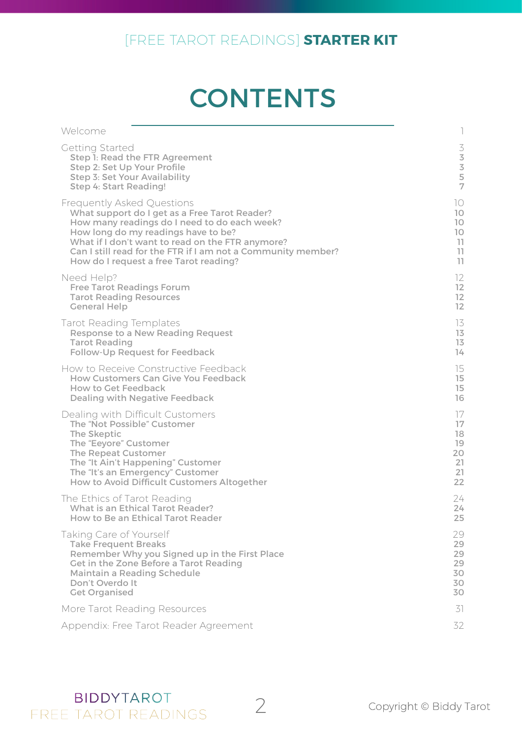[FREE TAROT READINGS] **STARTER KIT**

# CONTENTS

| | |
|---|---|
| Welcome | 1 |
| Getting Started | 3 |
| **Step 1: Read the FTR Agreement** | **3** |
| **Step 2: Set Up Your Profile** | **3** |
| **Step 3: Set Your Availability** | **5** |
| **Step 4: Start Reading!** | **7** |
| Frequently Asked Questions | 10 |
| **What support do I get as a Free Tarot Reader?** | **10** |
| **How many readings do I need to do each week?** | **10** |
| **How long do my readings have to be?** | **10** |
| **What if I don't want to read on the FTR anymore?** | **11** |
| **Can I still read for the FTR if I am not a Community member?** | **11** |
| **How do I request a free Tarot reading?** | **11** |
| Need Help? | 12 |
| **Free Tarot Readings Forum** | **12** |
| **Tarot Reading Resources** | **12** |
| **General Help** | **12** |
| Tarot Reading Templates | 13 |
| **Response to a New Reading Request** | **13** |
| **Tarot Reading** | **13** |
| **Follow-Up Request for Feedback** | **14** |
| How to Receive Constructive Feedback | 15 |
| **How Customers Can Give You Feedback** | **15** |
| **How to Get Feedback** | **15** |
| **Dealing with Negative Feedback** | **16** |
| Dealing with Difficult Customers | 17 |
| **The "Not Possible" Customer** | **17** |
| **The Skeptic** | **18** |
| **The "Eeyore" Customer** | **19** |
| **The Repeat Customer** | **20** |
| **The "It Ain't Happening" Customer** | **21** |
| **The "It's an Emergency" Customer** | **21** |
| **How to Avoid Difficult Customers Altogether** | **22** |
| The Ethics of Tarot Reading | 24 |
| **What is an Ethical Tarot Reader?** | **24** |
| **How to Be an Ethical Tarot Reader** | **25** |
| Taking Care of Yourself | 29 |
| **Take Frequent Breaks** | **29** |
| **Remember Why you Signed up in the First Place** | **29** |
| **Get in the Zone Before a Tarot Reading** | **29** |
| **Maintain a Reading Schedule** | **30** |
| **Don't Overdo It** | **30** |
| **Get Organised** | **30** |
| More Tarot Reading Resources | 31 |
| Appendix: Free Tarot Reader Agreement | 32 |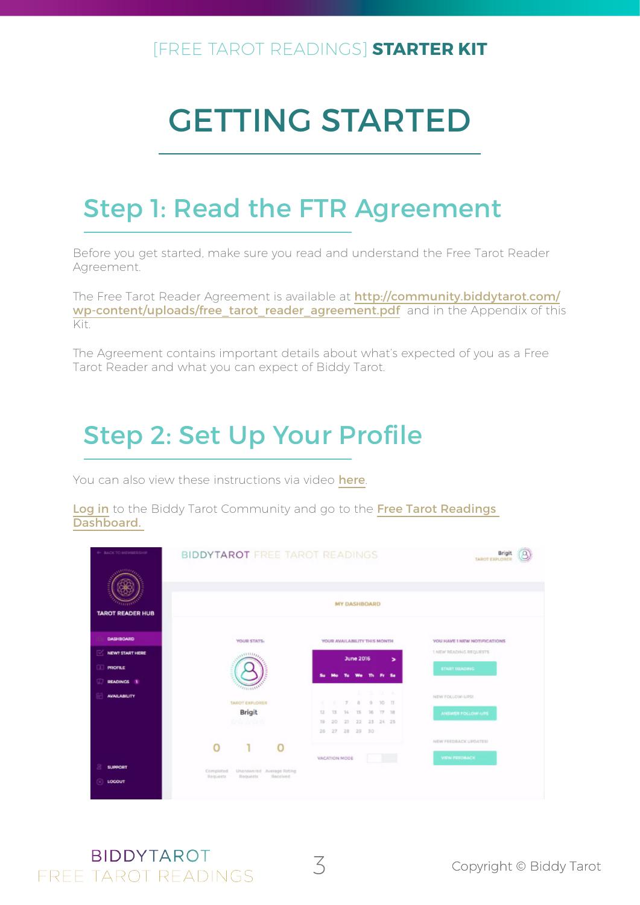# GETTING STARTED

## Step 1: Read the FTR Agreement

Before you get started, make sure you read and understand the Free Tarot Reader Agreement.

The Free Tarot Reader Agreement is available at http://community.biddytarot.com/wp-content/uploads/free_tarot_reader_agreement.pdf and in the Appendix of this Kit.

The Agreement contains important details about what's expected of you as a Free Tarot Reader and what you can expect of Biddy Tarot.

## Step 2: Set Up Your Profile

You can also view these instructions via video here.

Log in to the Biddy Tarot Community and go to the Free Tarot Readings Dashboard.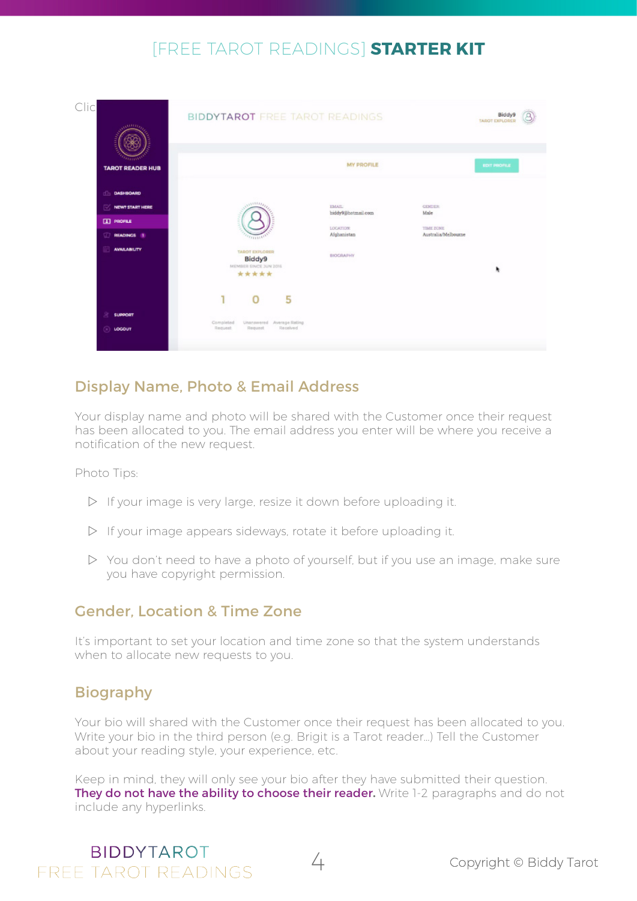Clic

## Display Name, Photo & Email Address

Your display name and photo will be shared with the Customer once their request has been allocated to you. The email address you enter will be where you receive a notification of the new request.

Photo Tips:

- If your image is very large, resize it down before uploading it.
- If your image appears sideways, rotate it before uploading it.
- You don't need to have a photo of yourself, but if you use an image, make sure you have copyright permission.

## Gender, Location & Time Zone

It's important to set your location and time zone so that the system understands when to allocate new requests to you.

## Biography

Your bio will shared with the Customer once their request has been allocated to you. Write your bio in the third person (e.g. Brigit is a Tarot reader...) Tell the Customer about your reading style, your experience, etc.

Keep in mind, they will only see your bio after they have submitted their question. **They do not have the ability to choose their reader.** Write 1-2 paragraphs and do not include any hyperlinks.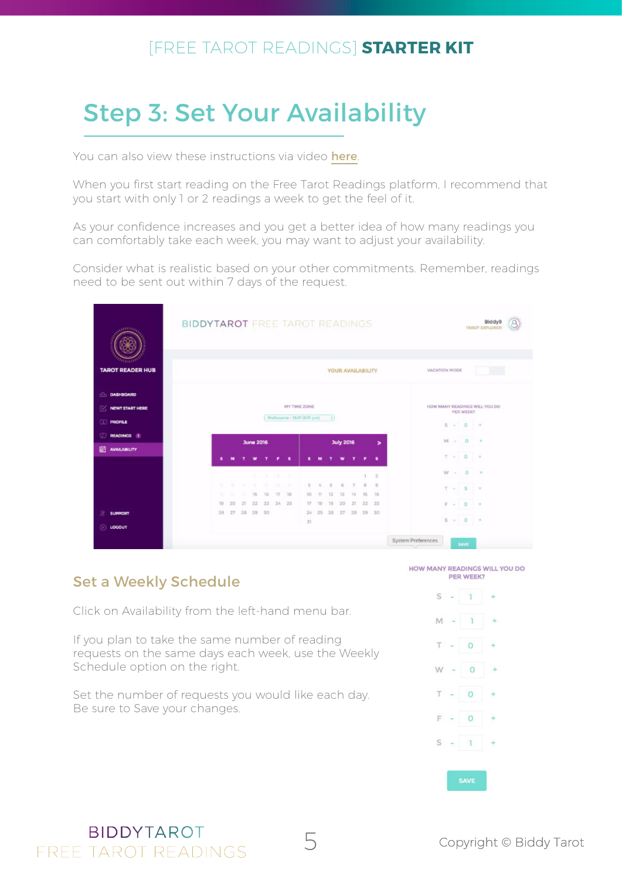# Step 3: Set Your Availability

You can also view these instructions via video **here**.

When you first start reading on the Free Tarot Readings platform, I recommend that you start with only 1 or 2 readings a week to get the feel of it.

As your confidence increases and you get a better idea of how many readings you can comfortably take each week, you may want to adjust your availability.

Consider what is realistic based on your other commitments. Remember, readings need to be sent out within 7 days of the request.

## Set a Weekly Schedule

Click on Availability from the left-hand menu bar.

If you plan to take the same number of reading requests on the same days each week, use the Weekly Schedule option on the right.

Set the number of requests you would like each day. Be sure to Save your changes.

HOW MANY READINGS WILL YOU DO PER WEEK?

S - 1 +
M - 1 +
T - 0 +
W - 0 +
T - 0 +
F - 0 +
S - 1 +

SAVE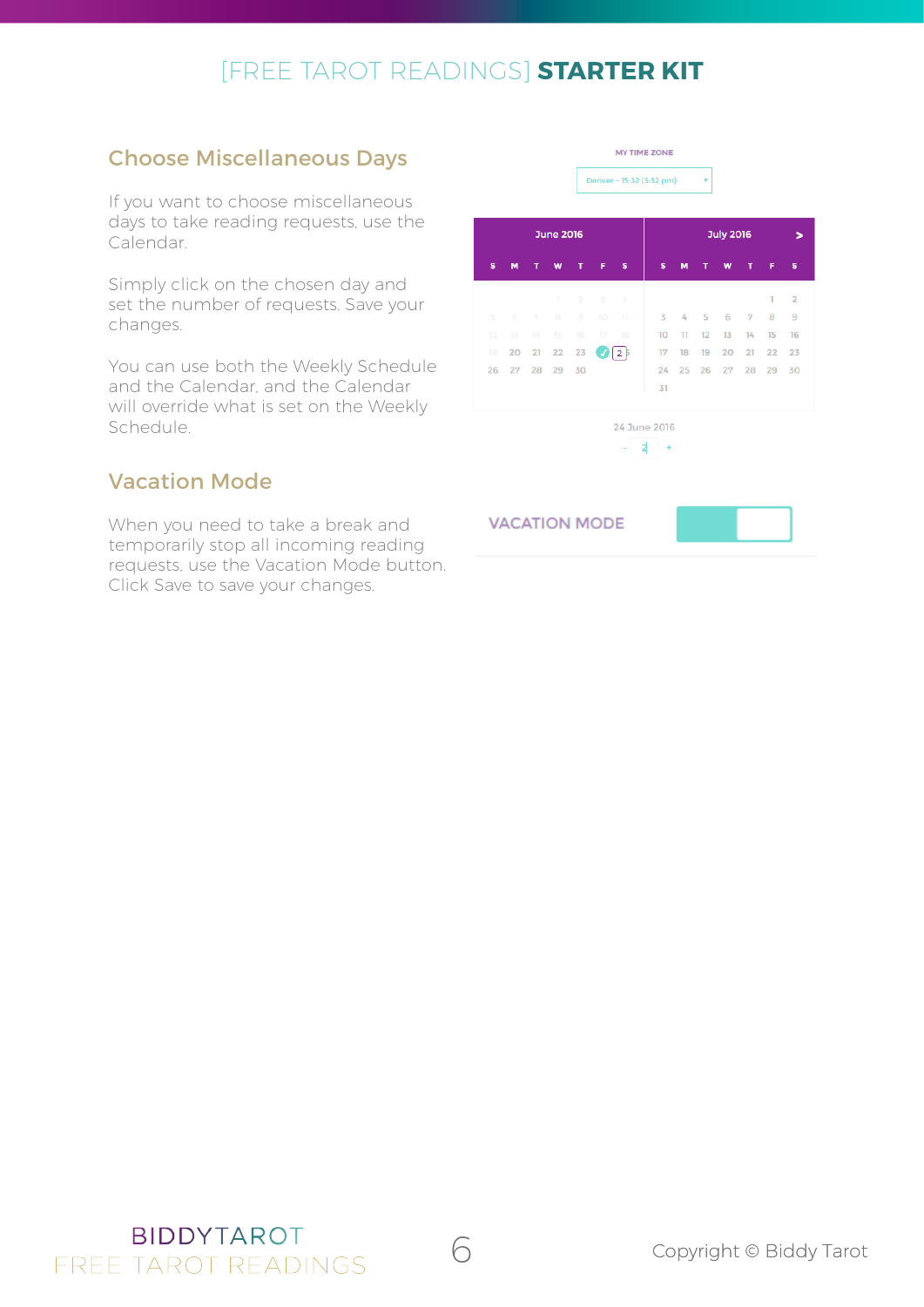## Choose Miscellaneous Days

If you want to choose miscellaneous days to take reading requests, use the Calendar.

Simply click on the chosen day and set the number of requests. Save your changes.

You can use both the Weekly Schedule and the Calendar, and the Calendar will override what is set on the Weekly Schedule.

## Vacation Mode

When you need to take a break and temporarily stop all incoming reading requests, use the Vacation Mode button. Click Save to save your changes.

MY TIME ZONE

Denver - 15:32 (3:32 pm)

June 2016

July 2016

24 June 2016

VACATION MODE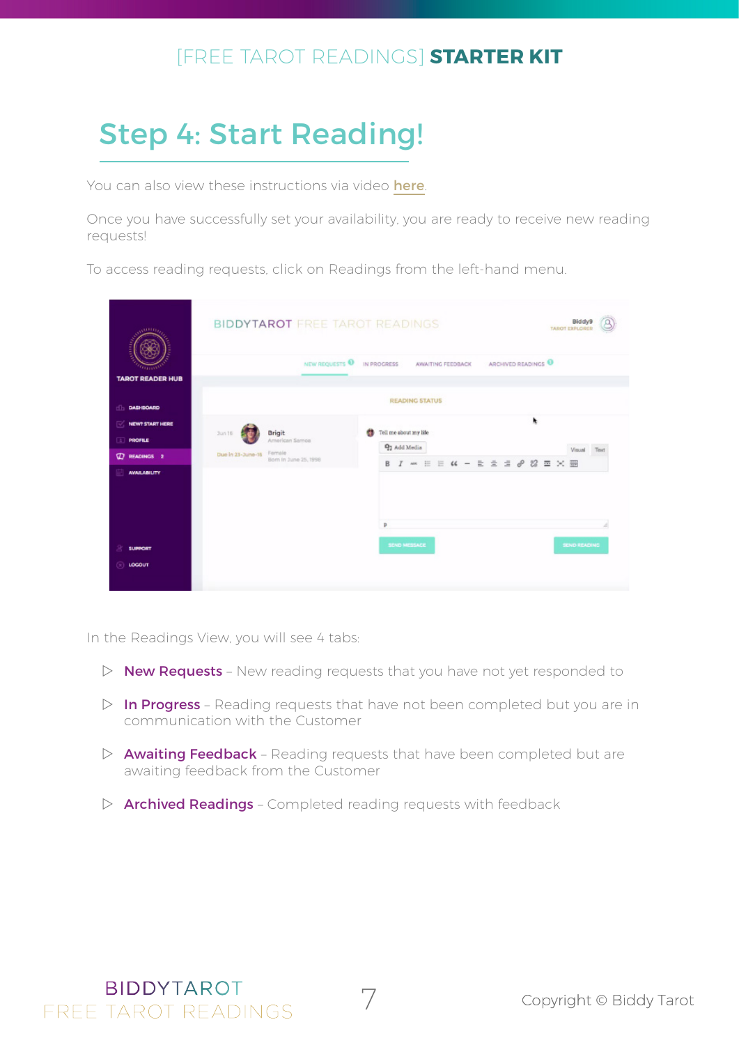## Step 4: Start Reading!

You can also view these instructions via video **here**.

Once you have successfully set your availability, you are ready to receive new reading requests!

To access reading requests, click on Readings from the left-hand menu.

In the Readings View, you will see 4 tabs:

- **New Requests** – New reading requests that you have not yet responded to
- **In Progress** – Reading requests that have not been completed but you are in communication with the Customer
- **Awaiting Feedback** – Reading requests that have been completed but are awaiting feedback from the Customer
- **Archived Readings** – Completed reading requests with feedback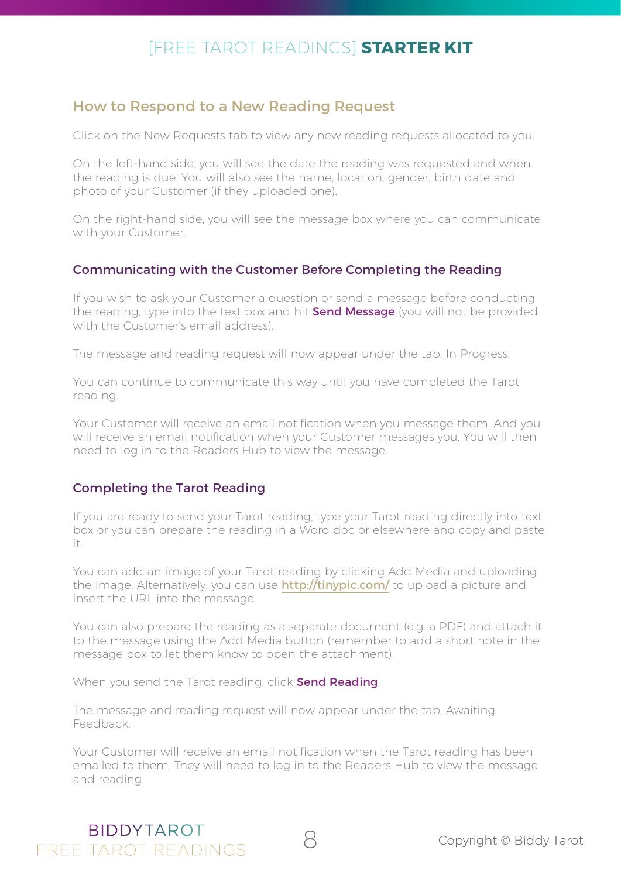## How to Respond to a New Reading Request

Click on the New Requests tab to view any new reading requests allocated to you.

On the left-hand side, you will see the date the reading was requested and when the reading is due. You will also see the name, location, gender, birth date and photo of your Customer (if they uploaded one).

On the right-hand side, you will see the message box where you can communicate with your Customer.

### Communicating with the Customer Before Completing the Reading

If you wish to ask your Customer a question or send a message before conducting the reading, type into the text box and hit **Send Message** (you will not be provided with the Customer's email address).

The message and reading request will now appear under the tab, In Progress.

You can continue to communicate this way until you have completed the Tarot reading.

Your Customer will receive an email notification when you message them. And you will receive an email notification when your Customer messages you. You will then need to log in to the Readers Hub to view the message.

### Completing the Tarot Reading

If you are ready to send your Tarot reading, type your Tarot reading directly into text box or you can prepare the reading in a Word doc or elsewhere and copy and paste it.

You can add an image of your Tarot reading by clicking Add Media and uploading the image. Alternatively, you can use **http://tinypic.com/** to upload a picture and insert the URL into the message.

You can also prepare the reading as a separate document (e.g. a PDF) and attach it to the message using the Add Media button (remember to add a short note in the message box to let them know to open the attachment).

When you send the Tarot reading, click **Send Reading**.

The message and reading request will now appear under the tab, Awaiting Feedback.

Your Customer will receive an email notification when the Tarot reading has been emailed to them. They will need to log in to the Readers Hub to view the message and reading.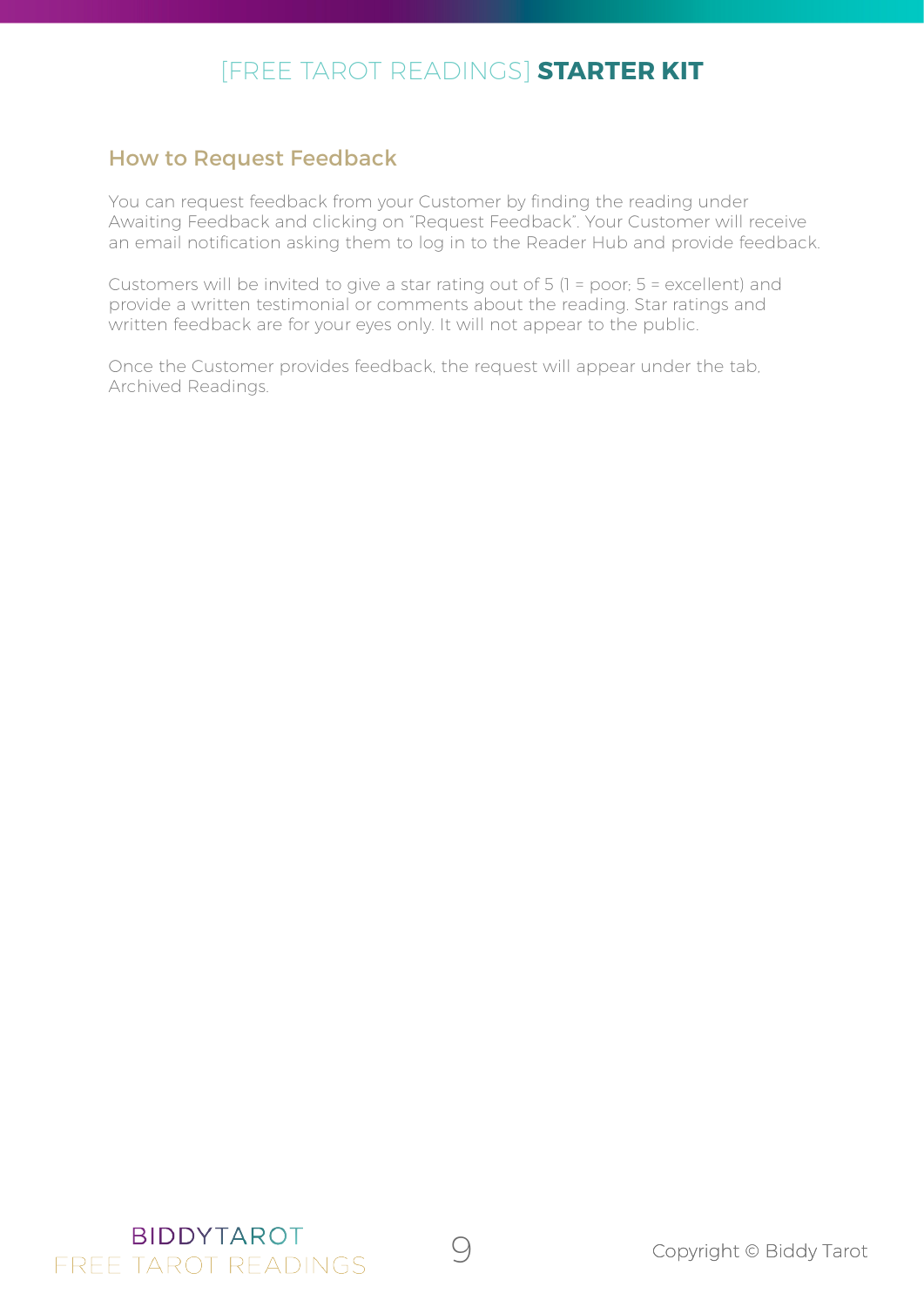## How to Request Feedback

You can request feedback from your Customer by finding the reading under Awaiting Feedback and clicking on "Request Feedback". Your Customer will receive an email notification asking them to log in to the Reader Hub and provide feedback.

Customers will be invited to give a star rating out of 5 (1 = poor; 5 = excellent) and provide a written testimonial or comments about the reading. Star ratings and written feedback are for your eyes only. It will not appear to the public.

Once the Customer provides feedback, the request will appear under the tab, Archived Readings.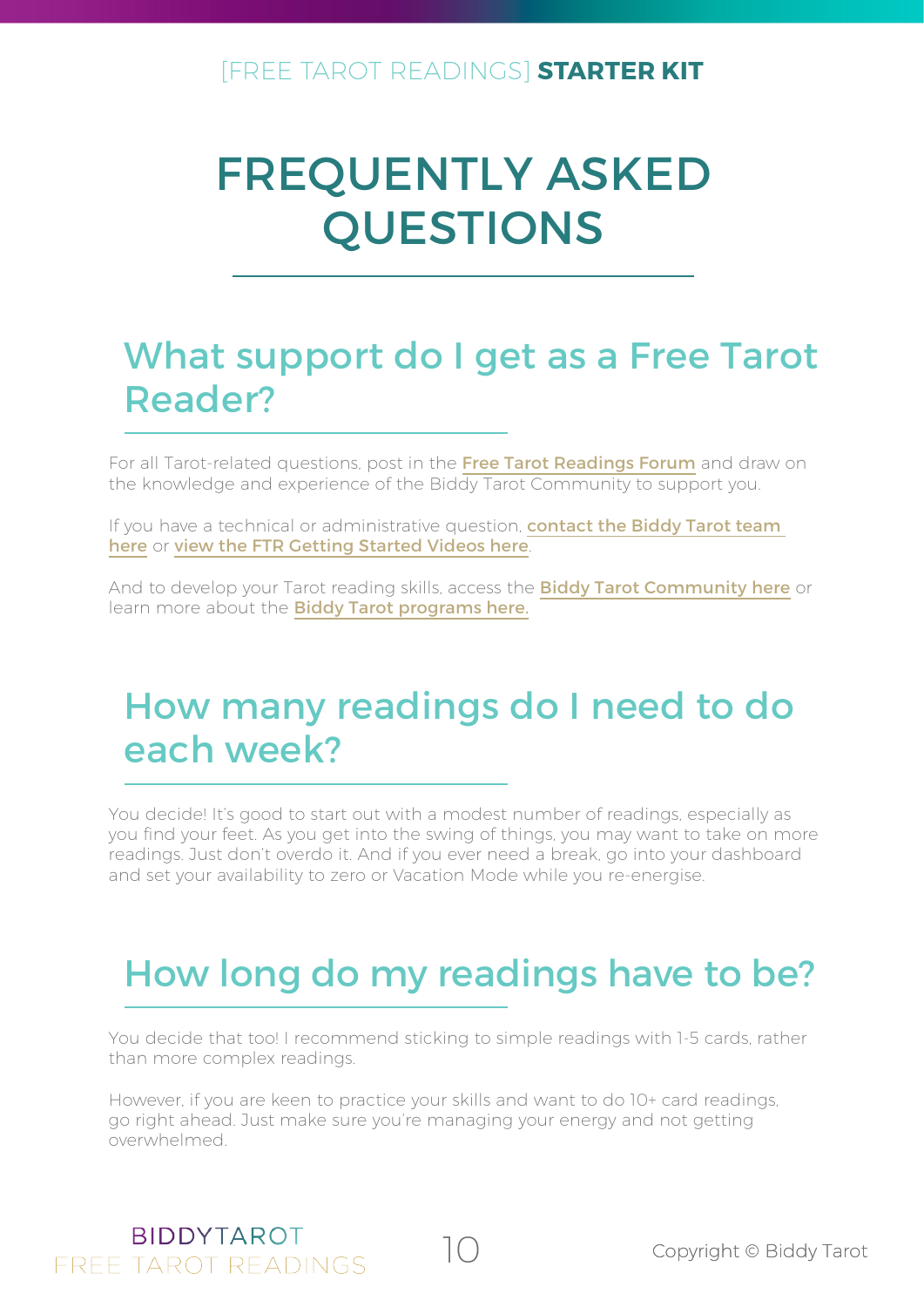# FREQUENTLY ASKED QUESTIONS

## What support do I get as a Free Tarot Reader?

For all Tarot-related questions, post in the **Free Tarot Readings Forum** and draw on the knowledge and experience of the Biddy Tarot Community to support you.

If you have a technical or administrative question, **contact the Biddy Tarot team here** or **view the FTR Getting Started Videos here**.

And to develop your Tarot reading skills, access the **Biddy Tarot Community here** or learn more about the **Biddy Tarot programs here.**

## How many readings do I need to do each week?

You decide! It's good to start out with a modest number of readings, especially as you find your feet. As you get into the swing of things, you may want to take on more readings. Just don't overdo it. And if you ever need a break, go into your dashboard and set your availability to zero or Vacation Mode while you re-energise.

## How long do my readings have to be?

You decide that too! I recommend sticking to simple readings with 1-5 cards, rather than more complex readings.

However, if you are keen to practice your skills and want to do 10+ card readings, go right ahead. Just make sure you're managing your energy and not getting overwhelmed.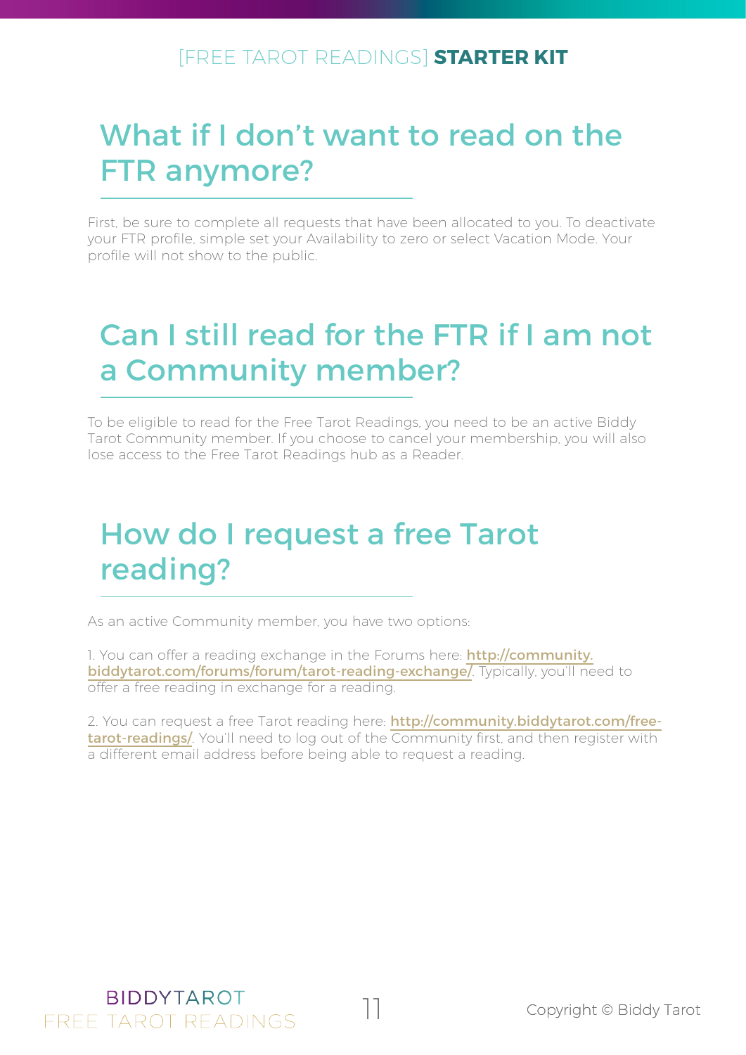## What if I don't want to read on the FTR anymore?

First, be sure to complete all requests that have been allocated to you. To deactivate your FTR profile, simple set your Availability to zero or select Vacation Mode. Your profile will not show to the public.

## Can I still read for the FTR if I am not a Community member?

To be eligible to read for the Free Tarot Readings, you need to be an active Biddy Tarot Community member. If you choose to cancel your membership, you will also lose access to the Free Tarot Readings hub as a Reader.

## How do I request a free Tarot reading?

As an active Community member, you have two options:

1. You can offer a reading exchange in the Forums here: http://community.biddytarot.com/forums/forum/tarot-reading-exchange/. Typically, you'll need to offer a free reading in exchange for a reading.

2. You can request a free Tarot reading here: http://community.biddytarot.com/free-tarot-readings/. You'll need to log out of the Community first, and then register with a different email address before being able to request a reading.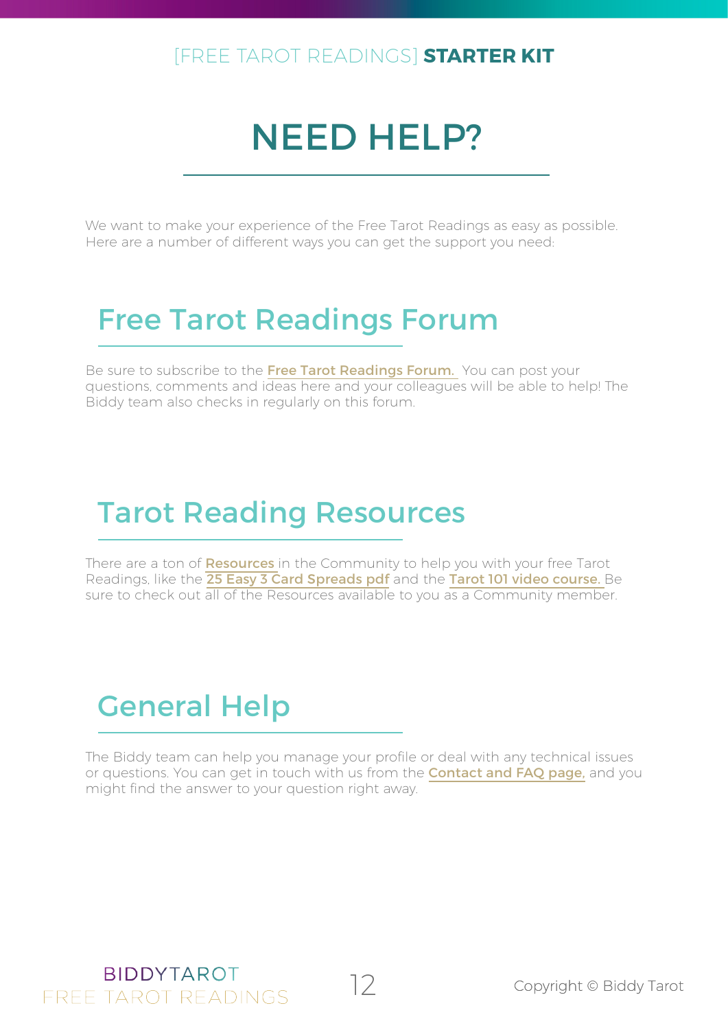# NEED HELP?

We want to make your experience of the Free Tarot Readings as easy as possible. Here are a number of different ways you can get the support you need:

## Free Tarot Readings Forum

Be sure to subscribe to the Free Tarot Readings Forum. You can post your questions, comments and ideas here and your colleagues will be able to help! The Biddy team also checks in regularly on this forum.

## Tarot Reading Resources

There are a ton of Resources in the Community to help you with your free Tarot Readings, like the 25 Easy 3 Card Spreads pdf and the Tarot 101 video course. Be sure to check out all of the Resources available to you as a Community member.

## General Help

The Biddy team can help you manage your profile or deal with any technical issues or questions. You can get in touch with us from the Contact and FAQ page, and you might find the answer to your question right away.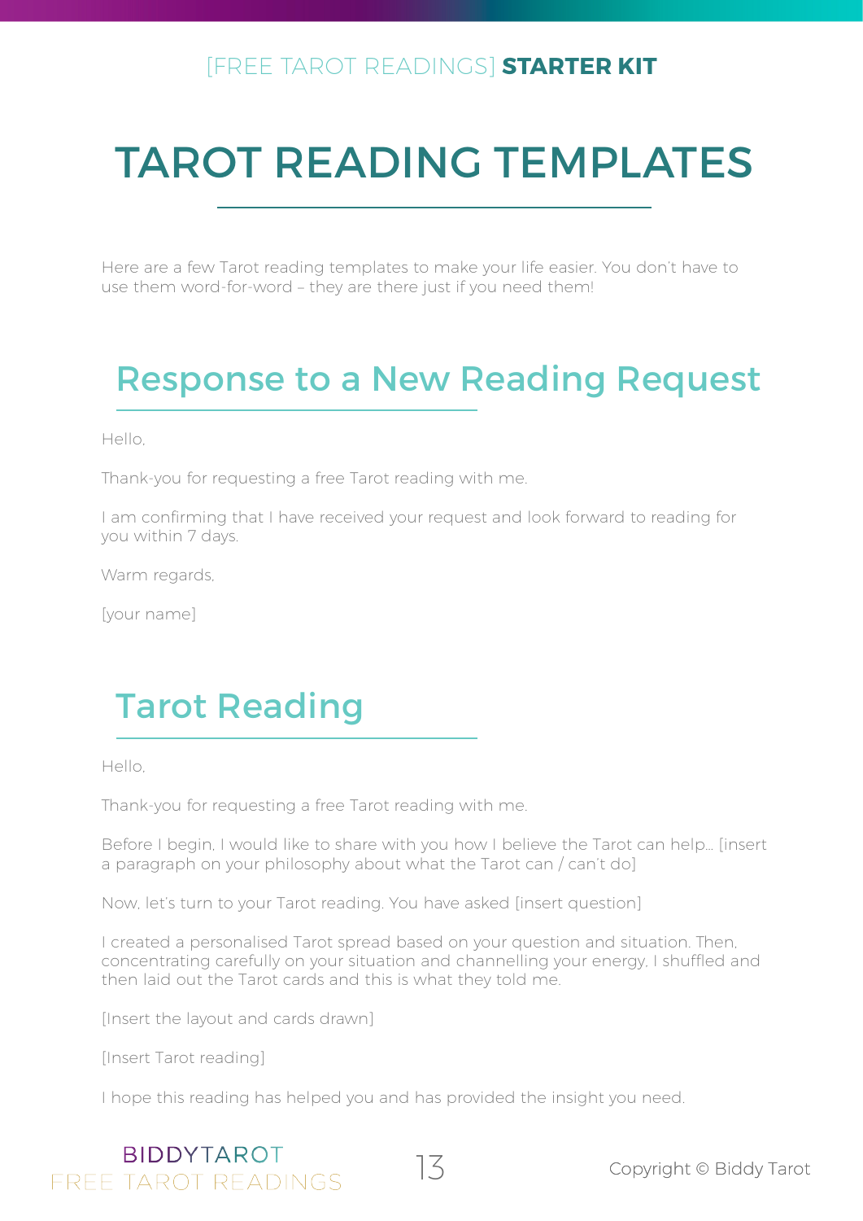# TAROT READING TEMPLATES

Here are a few Tarot reading templates to make your life easier. You don't have to use them word-for-word – they are there just if you need them!

## Response to a New Reading Request

Hello,

Thank-you for requesting a free Tarot reading with me.

I am confirming that I have received your request and look forward to reading for you within 7 days.

Warm regards,

[your name]

## Tarot Reading

Hello,

Thank-you for requesting a free Tarot reading with me.

Before I begin, I would like to share with you how I believe the Tarot can help… [insert a paragraph on your philosophy about what the Tarot can / can't do]

Now, let's turn to your Tarot reading. You have asked [insert question]

I created a personalised Tarot spread based on your question and situation. Then, concentrating carefully on your situation and channelling your energy, I shuffled and then laid out the Tarot cards and this is what they told me.

[Insert the layout and cards drawn]

[Insert Tarot reading]

I hope this reading has helped you and has provided the insight you need.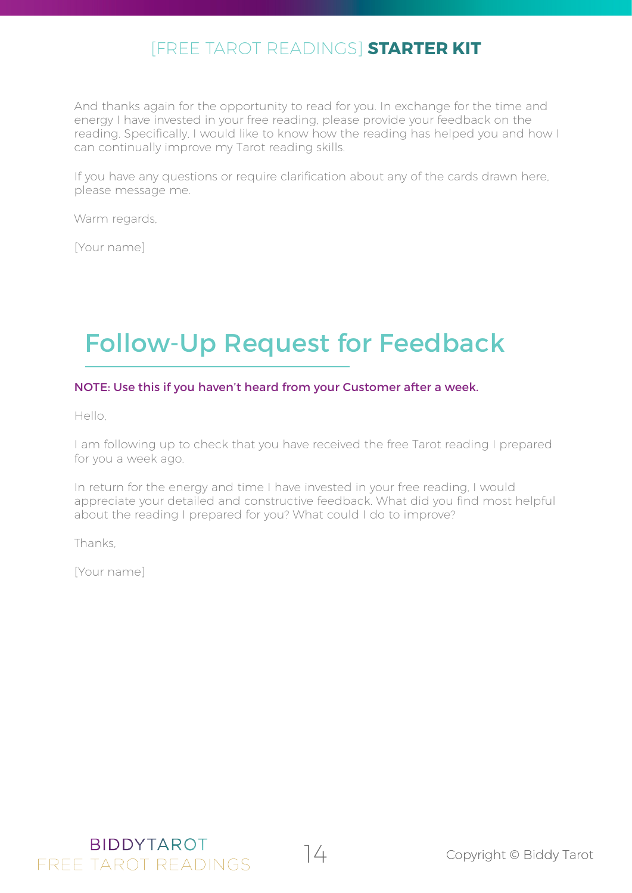And thanks again for the opportunity to read for you. In exchange for the time and energy I have invested in your free reading, please provide your feedback on the reading. Specifically, I would like to know how the reading has helped you and how I can continually improve my Tarot reading skills.

If you have any questions or require clarification about any of the cards drawn here, please message me.

Warm regards,

[Your name]

## Follow-Up Request for Feedback

**NOTE: Use this if you haven't heard from your Customer after a week.**

Hello,

I am following up to check that you have received the free Tarot reading I prepared for you a week ago.

In return for the energy and time I have invested in your free reading, I would appreciate your detailed and constructive feedback. What did you find most helpful about the reading I prepared for you? What could I do to improve?

Thanks,

[Your name]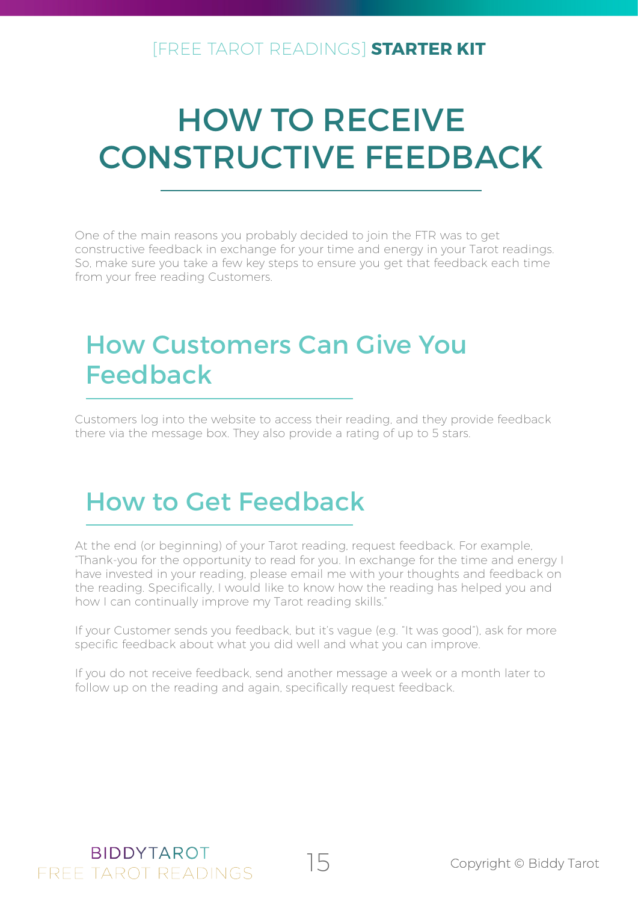# HOW TO RECEIVE CONSTRUCTIVE FEEDBACK

One of the main reasons you probably decided to join the FTR was to get constructive feedback in exchange for your time and energy in your Tarot readings. So, make sure you take a few key steps to ensure you get that feedback each time from your free reading Customers.

## How Customers Can Give You Feedback

Customers log into the website to access their reading, and they provide feedback there via the message box. They also provide a rating of up to 5 stars.

## How to Get Feedback

At the end (or beginning) of your Tarot reading, request feedback. For example, "Thank-you for the opportunity to read for you. In exchange for the time and energy I have invested in your reading, please email me with your thoughts and feedback on the reading. Specifically, I would like to know how the reading has helped you and how I can continually improve my Tarot reading skills."

If your Customer sends you feedback, but it's vague (e.g. "It was good"), ask for more specific feedback about what you did well and what you can improve.

If you do not receive feedback, send another message a week or a month later to follow up on the reading and again, specifically request feedback.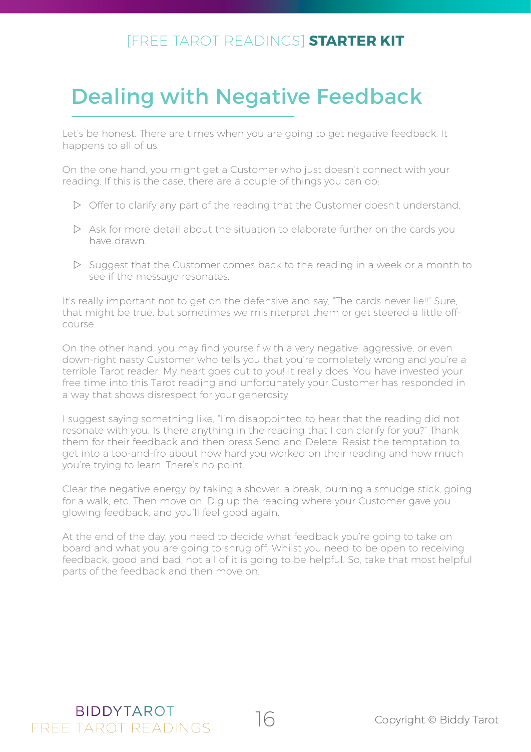# Dealing with Negative Feedback

Let's be honest. There are times when you are going to get negative feedback. It happens to all of us.

On the one hand, you might get a Customer who just doesn't connect with your reading. If this is the case, there are a couple of things you can do:

- Offer to clarify any part of the reading that the Customer doesn't understand.
- Ask for more detail about the situation to elaborate further on the cards you have drawn.
- Suggest that the Customer comes back to the reading in a week or a month to see if the message resonates.

It's really important not to get on the defensive and say, "The cards never lie!!" Sure, that might be true, but sometimes we misinterpret them or get steered a little off-course.

On the other hand, you may find yourself with a very negative, aggressive, or even down-right nasty Customer who tells you that you're completely wrong and you're a terrible Tarot reader. My heart goes out to you! It really does. You have invested your free time into this Tarot reading and unfortunately your Customer has responded in a way that shows disrespect for your generosity.

I suggest saying something like, "I'm disappointed to hear that the reading did not resonate with you. Is there anything in the reading that I can clarify for you?" Thank them for their feedback and then press Send and Delete. Resist the temptation to get into a too-and-fro about how hard you worked on their reading and how much you're trying to learn. There's no point.

Clear the negative energy by taking a shower, a break, burning a smudge stick, going for a walk, etc. Then move on. Dig up the reading where your Customer gave you glowing feedback, and you'll feel good again.

At the end of the day, you need to decide what feedback you're going to take on board and what you are going to shrug off. Whilst you need to be open to receiving feedback, good and bad, not all of it is going to be helpful. So, take that most helpful parts of the feedback and then move on.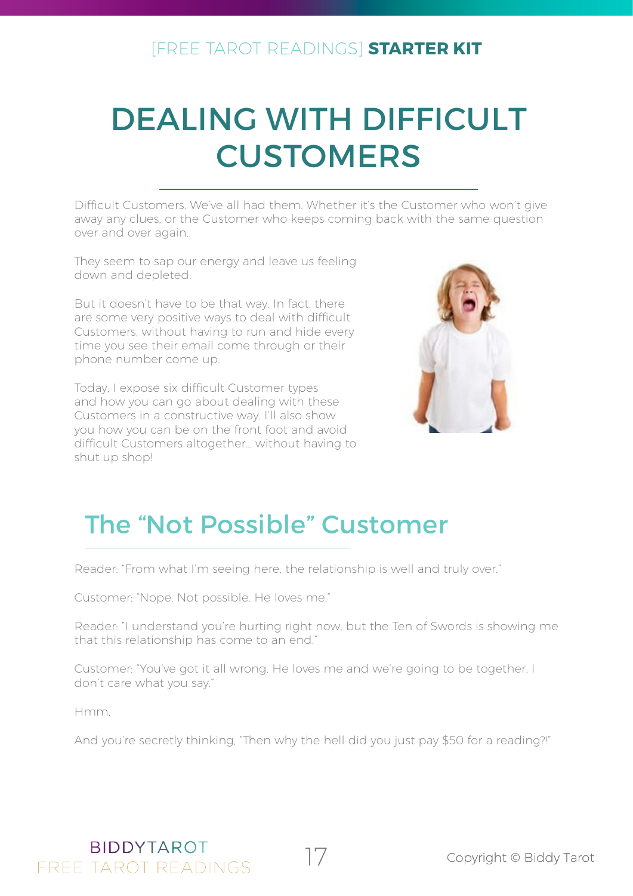# DEALING WITH DIFFICULT CUSTOMERS

Difficult Customers. We've all had them. Whether it's the Customer who won't give away any clues, or the Customer who keeps coming back with the same question over and over again.

They seem to sap our energy and leave us feeling down and depleted.

But it doesn't have to be that way. In fact, there are some very positive ways to deal with difficult Customers, without having to run and hide every time you see their email come through or their phone number come up.

Today, I expose six difficult Customer types and how you can go about dealing with these Customers in a constructive way. I'll also show you how you can be on the front foot and avoid difficult Customers altogether... without having to shut up shop!

## The "Not Possible" Customer

Reader: "From what I'm seeing here, the relationship is well and truly over."

Customer: "Nope. Not possible. He loves me."

Reader: "I understand you're hurting right now, but the Ten of Swords is showing me that this relationship has come to an end."

Customer: "You've got it all wrong. He loves me and we're going to be together. I don't care what you say."

Hmm.

And you're secretly thinking, "Then why the hell did you just pay $50 for a reading?!"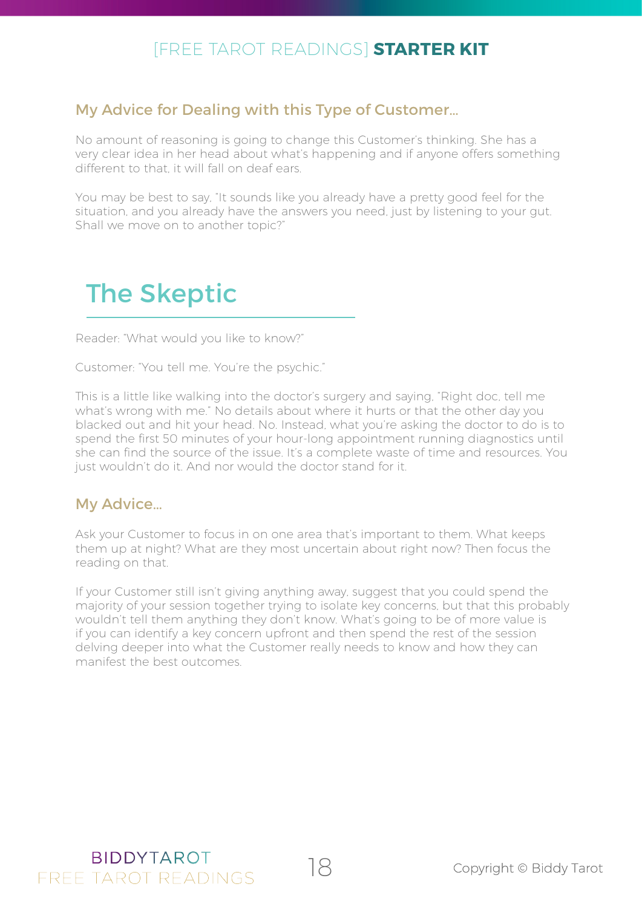### My Advice for Dealing with this Type of Customer...

No amount of reasoning is going to change this Customer's thinking. She has a very clear idea in her head about what's happening and if anyone offers something different to that, it will fall on deaf ears.

You may be best to say, "It sounds like you already have a pretty good feel for the situation, and you already have the answers you need, just by listening to your gut. Shall we move on to another topic?"

## The Skeptic

Reader: "What would you like to know?"

Customer: "You tell me. You're the psychic."

This is a little like walking into the doctor's surgery and saying, "Right doc, tell me what's wrong with me." No details about where it hurts or that the other day you blacked out and hit your head. No. Instead, what you're asking the doctor to do is to spend the first 50 minutes of your hour-long appointment running diagnostics until she can find the source of the issue. It's a complete waste of time and resources. You just wouldn't do it. And nor would the doctor stand for it.

### My Advice...

Ask your Customer to focus in on one area that's important to them. What keeps them up at night? What are they most uncertain about right now? Then focus the reading on that.

If your Customer still isn't giving anything away, suggest that you could spend the majority of your session together trying to isolate key concerns, but that this probably wouldn't tell them anything they don't know. What's going to be of more value is if you can identify a key concern upfront and then spend the rest of the session delving deeper into what the Customer really needs to know and how they can manifest the best outcomes.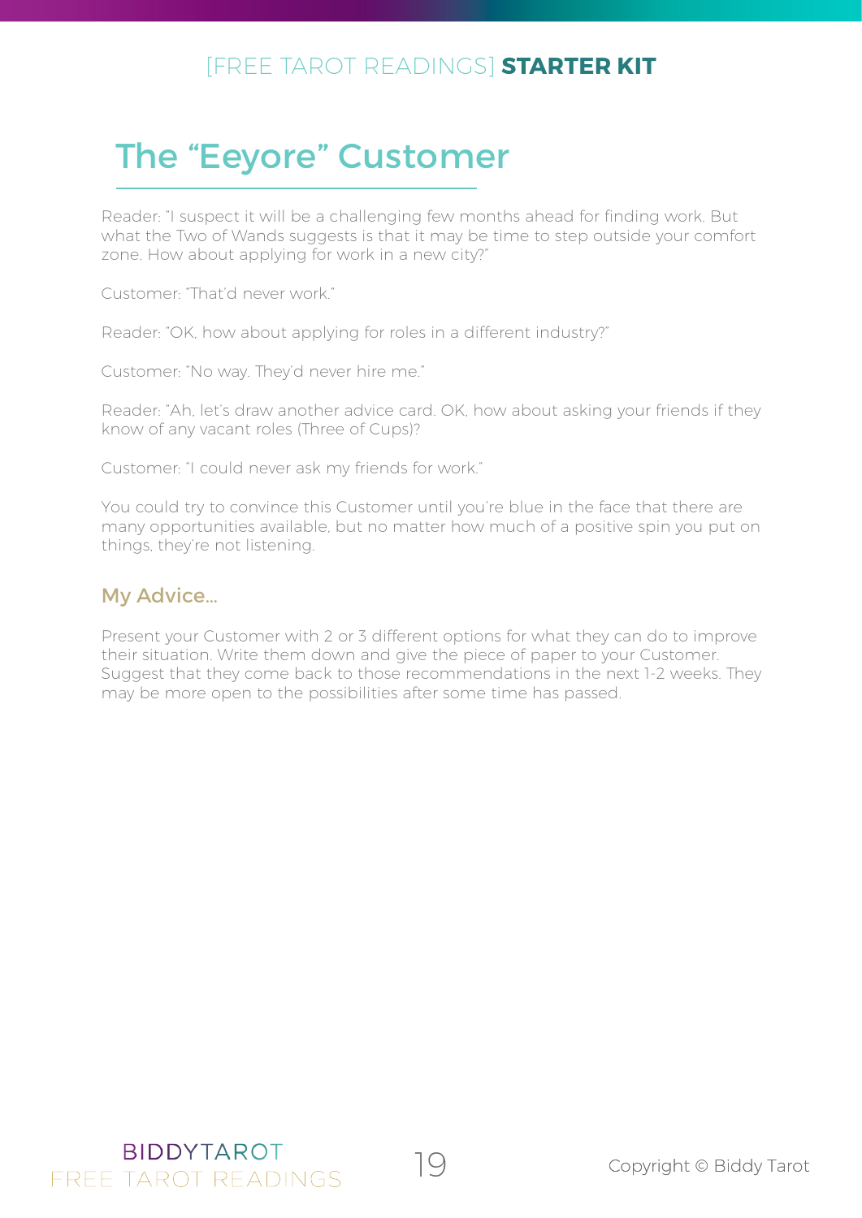# The “Eeyore” Customer

Reader: “I suspect it will be a challenging few months ahead for finding work. But what the Two of Wands suggests is that it may be time to step outside your comfort zone. How about applying for work in a new city?”

Customer: “That’d never work.”

Reader: “OK, how about applying for roles in a different industry?”

Customer: “No way. They’d never hire me.”

Reader: “Ah, let’s draw another advice card. OK, how about asking your friends if they know of any vacant roles (Three of Cups)?

Customer: “I could never ask my friends for work.”

You could try to convince this Customer until you’re blue in the face that there are many opportunities available, but no matter how much of a positive spin you put on things, they’re not listening.

## My Advice...

Present your Customer with 2 or 3 different options for what they can do to improve their situation. Write them down and give the piece of paper to your Customer. Suggest that they come back to those recommendations in the next 1-2 weeks. They may be more open to the possibilities after some time has passed.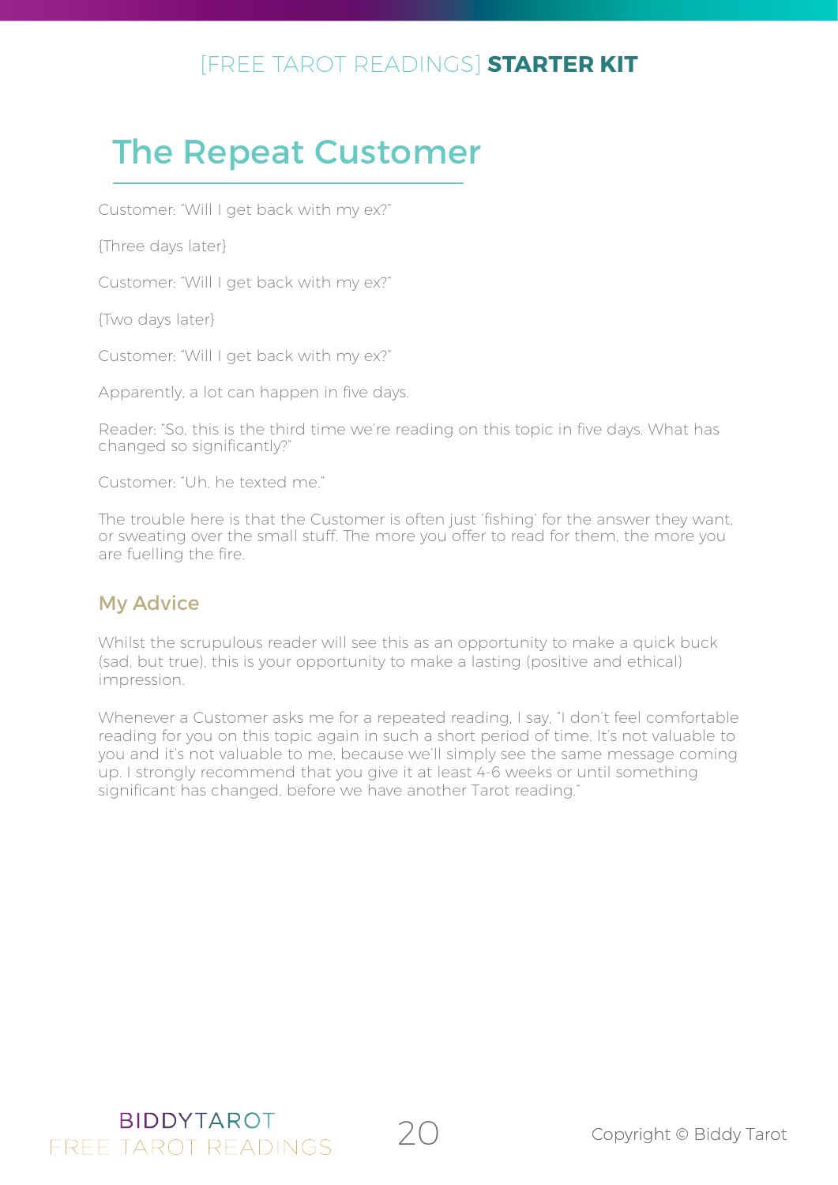## The Repeat Customer

Customer: "Will I get back with my ex?"

{Three days later}

Customer: "Will I get back with my ex?"

{Two days later}

Customer: "Will I get back with my ex?"

Apparently, a lot can happen in five days.

Reader: "So, this is the third time we're reading on this topic in five days. What has changed so significantly?"

Customer: "Uh, he texted me."

The trouble here is that the Customer is often just 'fishing' for the answer they want, or sweating over the small stuff. The more you offer to read for them, the more you are fuelling the fire.

### My Advice

Whilst the scrupulous reader will see this as an opportunity to make a quick buck (sad, but true), this is your opportunity to make a lasting (positive and ethical) impression.

Whenever a Customer asks me for a repeated reading, I say, "I don't feel comfortable reading for you on this topic again in such a short period of time. It's not valuable to you and it's not valuable to me, because we'll simply see the same message coming up. I strongly recommend that you give it at least 4-6 weeks or until something significant has changed, before we have another Tarot reading."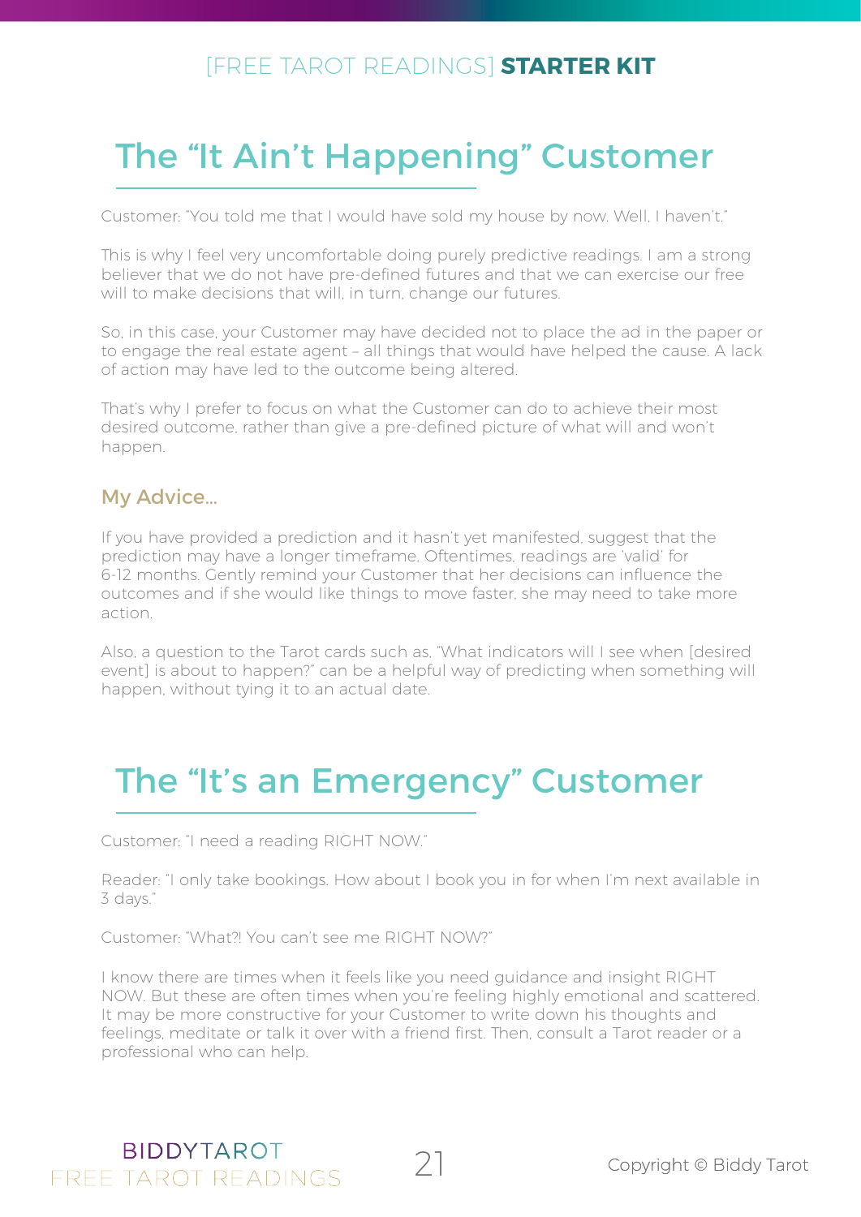## The "It Ain't Happening" Customer

Customer: "You told me that I would have sold my house by now. Well, I haven't."

This is why I feel very uncomfortable doing purely predictive readings. I am a strong believer that we do not have pre-defined futures and that we can exercise our free will to make decisions that will, in turn, change our futures.

So, in this case, your Customer may have decided not to place the ad in the paper or to engage the real estate agent – all things that would have helped the cause. A lack of action may have led to the outcome being altered.

That's why I prefer to focus on what the Customer can do to achieve their most desired outcome, rather than give a pre-defined picture of what will and won't happen.

### My Advice...

If you have provided a prediction and it hasn't yet manifested, suggest that the prediction may have a longer timeframe. Oftentimes, readings are 'valid' for 6-12 months. Gently remind your Customer that her decisions can influence the outcomes and if she would like things to move faster, she may need to take more action.

Also, a question to the Tarot cards such as, "What indicators will I see when [desired event] is about to happen?" can be a helpful way of predicting when something will happen, without tying it to an actual date.

## The "It's an Emergency" Customer

Customer: "I need a reading RIGHT NOW."

Reader: "I only take bookings. How about I book you in for when I'm next available in 3 days."

Customer: "What?! You can't see me RIGHT NOW?"

I know there are times when it feels like you need guidance and insight RIGHT NOW. But these are often times when you're feeling highly emotional and scattered. It may be more constructive for your Customer to write down his thoughts and feelings, meditate or talk it over with a friend first. Then, consult a Tarot reader or a professional who can help.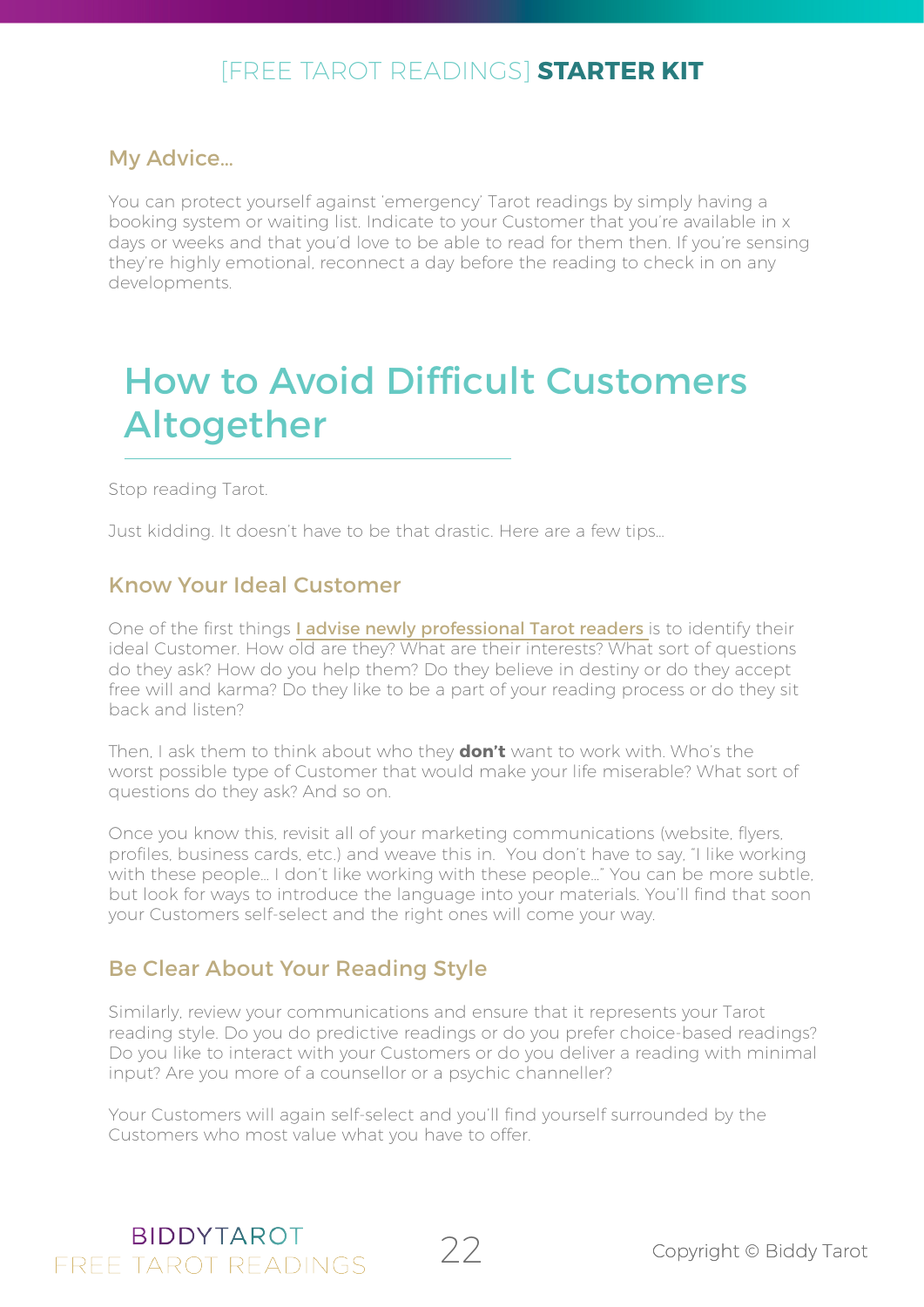### My Advice…

You can protect yourself against 'emergency' Tarot readings by simply having a booking system or waiting list. Indicate to your Customer that you're available in x days or weeks and that you'd love to be able to read for them then. If you're sensing they're highly emotional, reconnect a day before the reading to check in on any developments.

## How to Avoid Difficult Customers Altogether

Stop reading Tarot.

Just kidding. It doesn't have to be that drastic. Here are a few tips…

### Know Your Ideal Customer

One of the first things I advise newly professional Tarot readers is to identify their ideal Customer. How old are they? What are their interests? What sort of questions do they ask? How do you help them? Do they believe in destiny or do they accept free will and karma? Do they like to be a part of your reading process or do they sit back and listen?

Then, I ask them to think about who they **don't** want to work with. Who's the worst possible type of Customer that would make your life miserable? What sort of questions do they ask? And so on.

Once you know this, revisit all of your marketing communications (website, flyers, profiles, business cards, etc.) and weave this in. You don't have to say, "I like working with these people… I don't like working with these people…" You can be more subtle, but look for ways to introduce the language into your materials. You'll find that soon your Customers self-select and the right ones will come your way.

### Be Clear About Your Reading Style

Similarly, review your communications and ensure that it represents your Tarot reading style. Do you do predictive readings or do you prefer choice-based readings? Do you like to interact with your Customers or do you deliver a reading with minimal input? Are you more of a counsellor or a psychic channeller?

Your Customers will again self-select and you'll find yourself surrounded by the Customers who most value what you have to offer.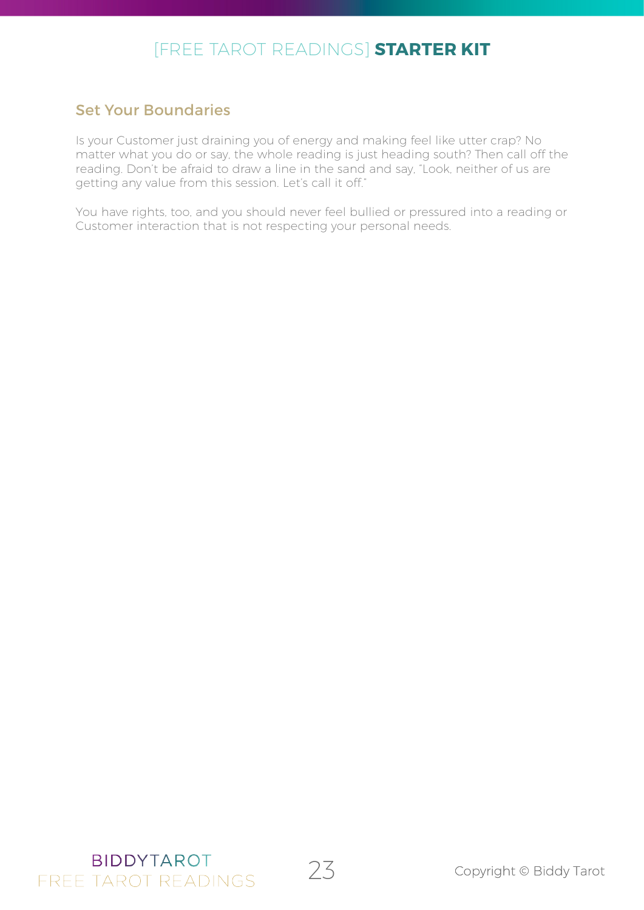## Set Your Boundaries

Is your Customer just draining you of energy and making feel like utter crap? No matter what you do or say, the whole reading is just heading south? Then call off the reading. Don't be afraid to draw a line in the sand and say, "Look, neither of us are getting any value from this session. Let's call it off."

You have rights, too, and you should never feel bullied or pressured into a reading or Customer interaction that is not respecting your personal needs.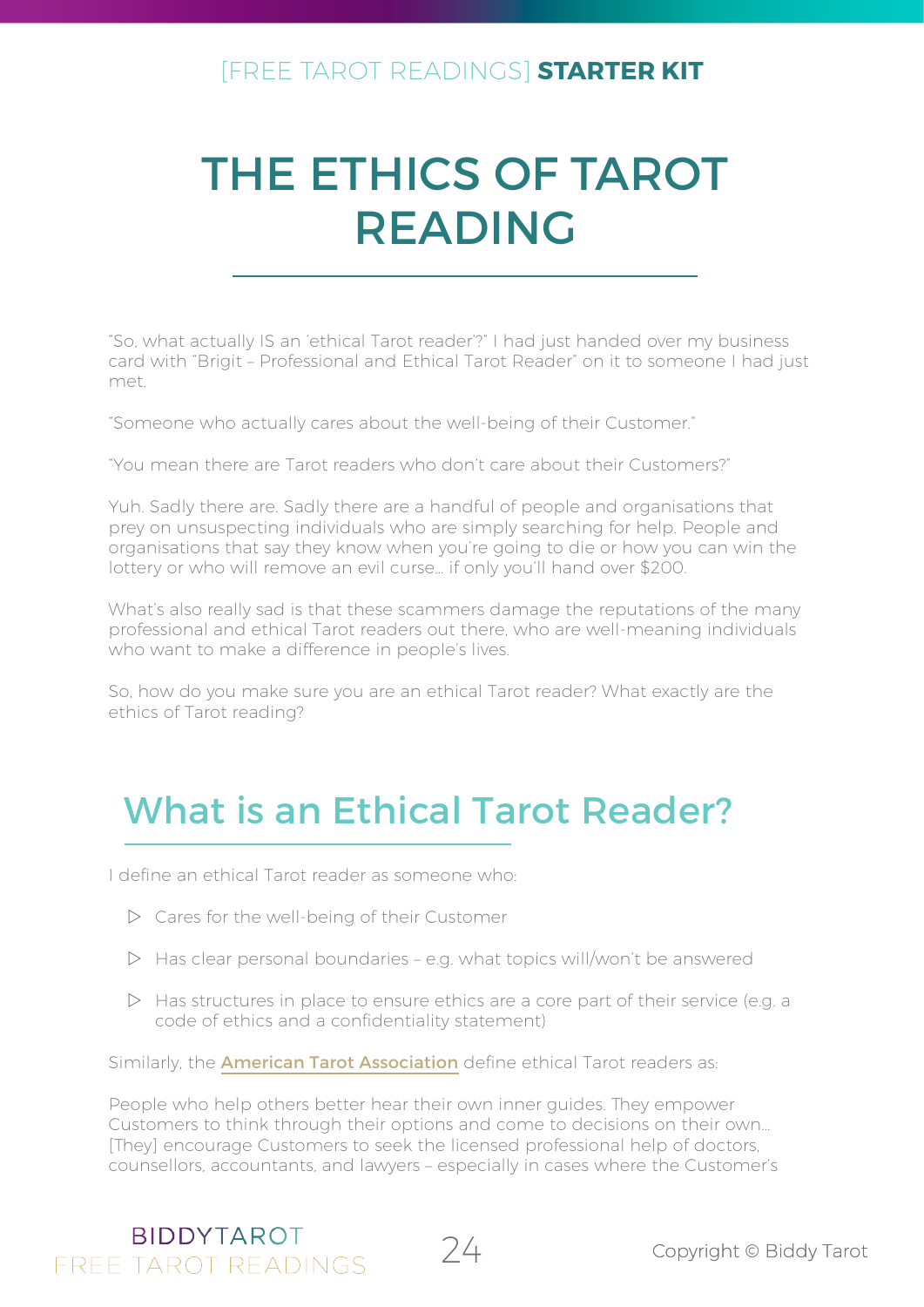# THE ETHICS OF TAROT READING

"So, what actually IS an 'ethical Tarot reader'?" I had just handed over my business card with "Brigit – Professional and Ethical Tarot Reader" on it to someone I had just met.

"Someone who actually cares about the well-being of their Customer."

"You mean there are Tarot readers who don't care about their Customers?"

Yuh. Sadly there are. Sadly there are a handful of people and organisations that prey on unsuspecting individuals who are simply searching for help. People and organisations that say they know when you're going to die or how you can win the lottery or who will remove an evil curse… if only you'll hand over $200.

What's also really sad is that these scammers damage the reputations of the many professional and ethical Tarot readers out there, who are well-meaning individuals who want to make a difference in people's lives.

So, how do you make sure you are an ethical Tarot reader? What exactly are the ethics of Tarot reading?

## What is an Ethical Tarot Reader?

I define an ethical Tarot reader as someone who:

- Cares for the well-being of their Customer
- Has clear personal boundaries – e.g. what topics will/won't be answered
- Has structures in place to ensure ethics are a core part of their service (e.g. a code of ethics and a confidentiality statement)

Similarly, the American Tarot Association define ethical Tarot readers as:

People who help others better hear their own inner guides. They empower Customers to think through their options and come to decisions on their own… [They] encourage Customers to seek the licensed professional help of doctors, counsellors, accountants, and lawyers – especially in cases where the Customer's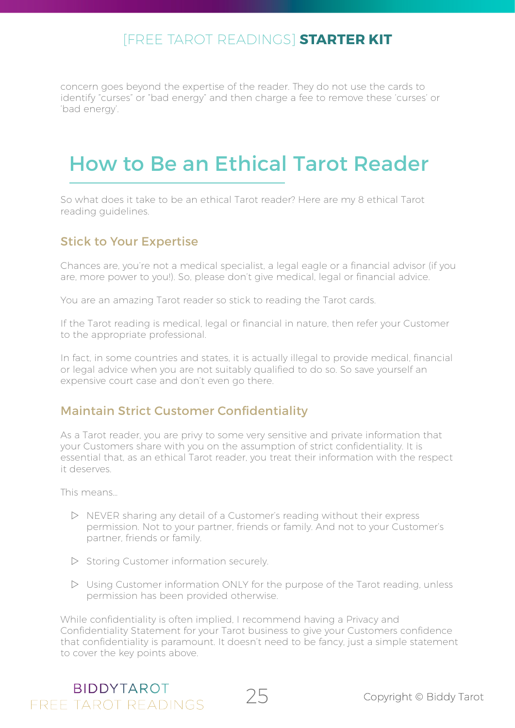concern goes beyond the expertise of the reader. They do not use the cards to identify "curses" or "bad energy" and then charge a fee to remove these 'curses' or 'bad energy'.

# How to Be an Ethical Tarot Reader

So what does it take to be an ethical Tarot reader? Here are my 8 ethical Tarot reading guidelines.

## Stick to Your Expertise

Chances are, you're not a medical specialist, a legal eagle or a financial advisor (if you are, more power to you!). So, please don't give medical, legal or financial advice.

You are an amazing Tarot reader so stick to reading the Tarot cards.

If the Tarot reading is medical, legal or financial in nature, then refer your Customer to the appropriate professional.

In fact, in some countries and states, it is actually illegal to provide medical, financial or legal advice when you are not suitably qualified to do so. So save yourself an expensive court case and don't even go there.

## Maintain Strict Customer Confidentiality

As a Tarot reader, you are privy to some very sensitive and private information that your Customers share with you on the assumption of strict confidentiality. It is essential that, as an ethical Tarot reader, you treat their information with the respect it deserves.

This means...

- NEVER sharing any detail of a Customer's reading without their express permission. Not to your partner, friends or family. And not to your Customer's partner, friends or family.
- Storing Customer information securely.
- Using Customer information ONLY for the purpose of the Tarot reading, unless permission has been provided otherwise.

While confidentiality is often implied, I recommend having a Privacy and Confidentiality Statement for your Tarot business to give your Customers confidence that confidentiality is paramount. It doesn't need to be fancy, just a simple statement to cover the key points above.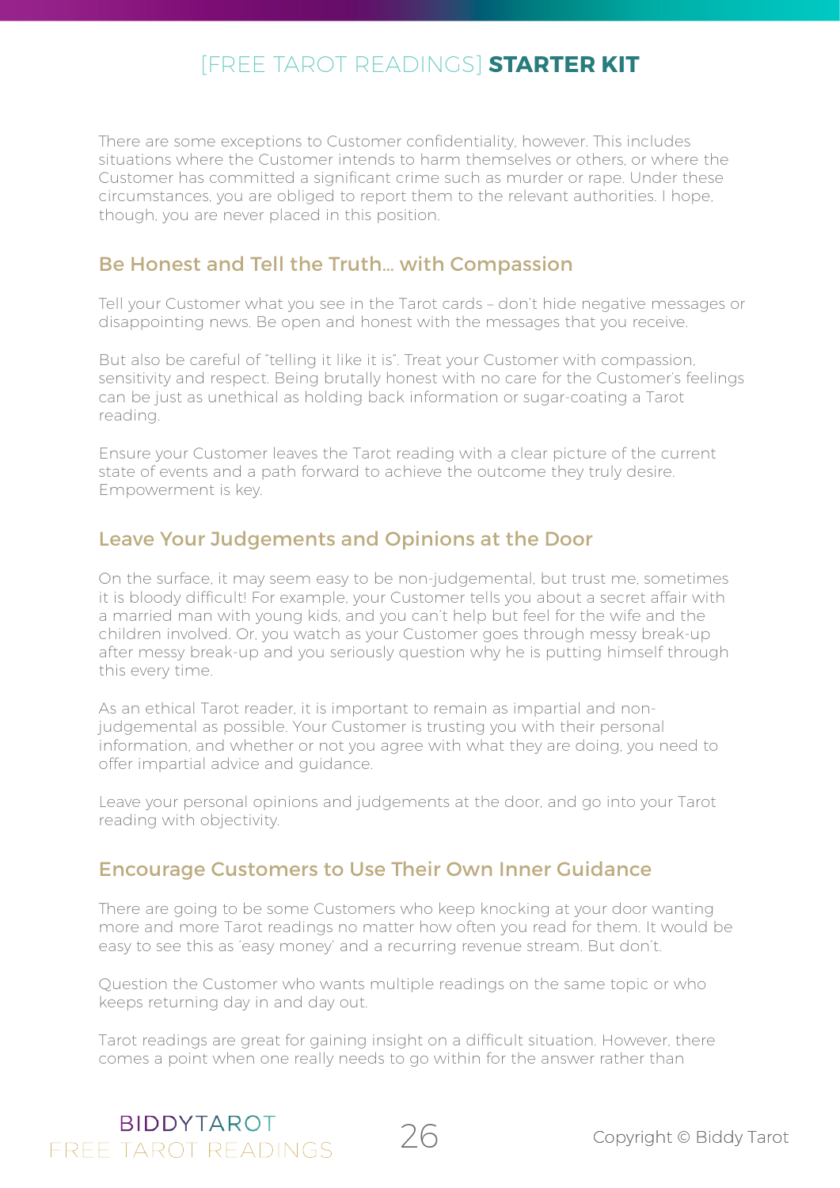There are some exceptions to Customer confidentiality, however. This includes situations where the Customer intends to harm themselves or others, or where the Customer has committed a significant crime such as murder or rape. Under these circumstances, you are obliged to report them to the relevant authorities. I hope, though, you are never placed in this position.

## Be Honest and Tell the Truth… with Compassion

Tell your Customer what you see in the Tarot cards – don't hide negative messages or disappointing news. Be open and honest with the messages that you receive.

But also be careful of "telling it like it is". Treat your Customer with compassion, sensitivity and respect. Being brutally honest with no care for the Customer's feelings can be just as unethical as holding back information or sugar-coating a Tarot reading.

Ensure your Customer leaves the Tarot reading with a clear picture of the current state of events and a path forward to achieve the outcome they truly desire. Empowerment is key.

## Leave Your Judgements and Opinions at the Door

On the surface, it may seem easy to be non-judgemental, but trust me, sometimes it is bloody difficult! For example, your Customer tells you about a secret affair with a married man with young kids, and you can't help but feel for the wife and the children involved. Or, you watch as your Customer goes through messy break-up after messy break-up and you seriously question why he is putting himself through this every time.

As an ethical Tarot reader, it is important to remain as impartial and non-judgemental as possible. Your Customer is trusting you with their personal information, and whether or not you agree with what they are doing, you need to offer impartial advice and guidance.

Leave your personal opinions and judgements at the door, and go into your Tarot reading with objectivity.

## Encourage Customers to Use Their Own Inner Guidance

There are going to be some Customers who keep knocking at your door wanting more and more Tarot readings no matter how often you read for them. It would be easy to see this as 'easy money' and a recurring revenue stream. But don't.

Question the Customer who wants multiple readings on the same topic or who keeps returning day in and day out.

Tarot readings are great for gaining insight on a difficult situation. However, there comes a point when one really needs to go within for the answer rather than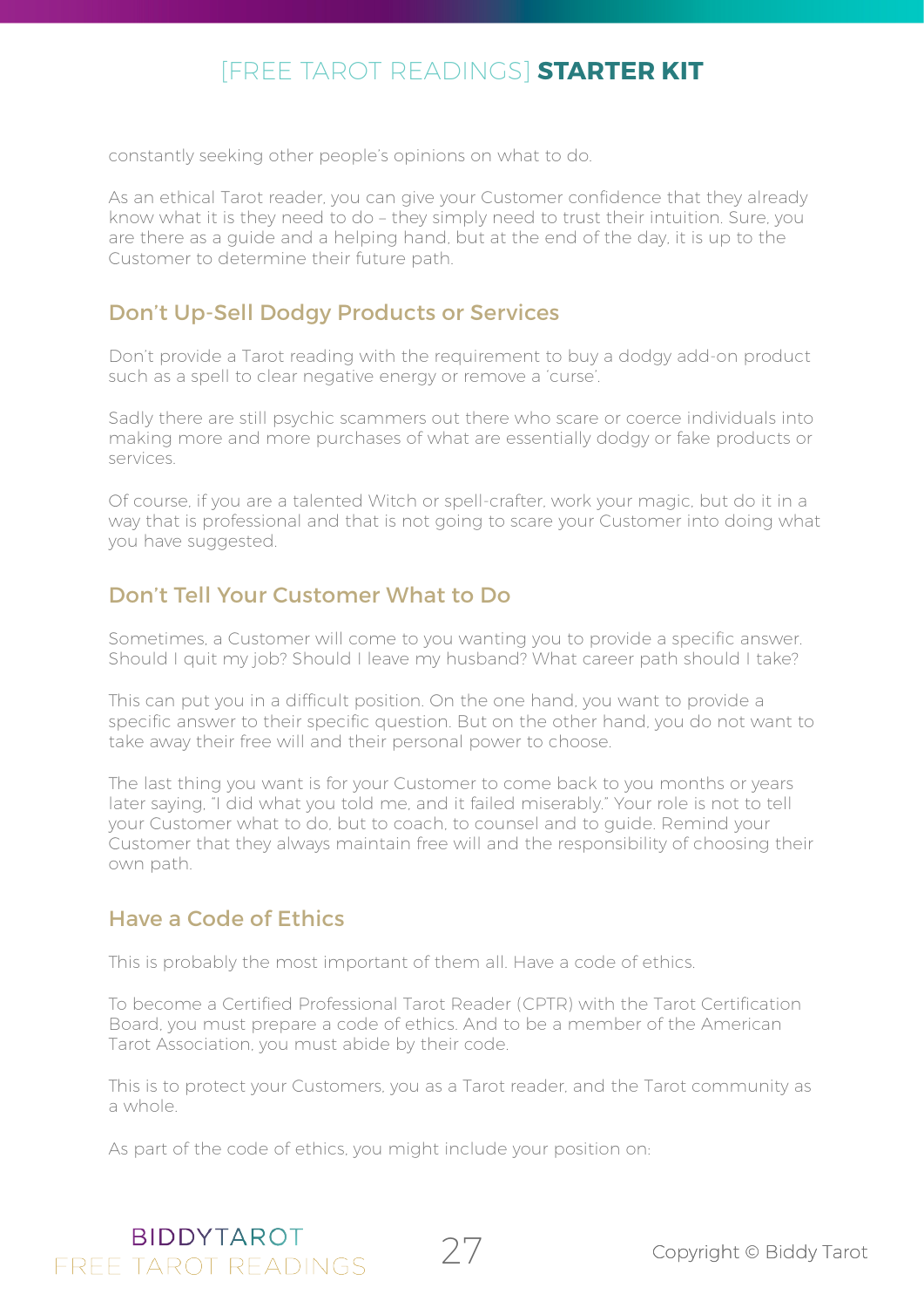constantly seeking other people's opinions on what to do.

As an ethical Tarot reader, you can give your Customer confidence that they already know what it is they need to do – they simply need to trust their intuition. Sure, you are there as a guide and a helping hand, but at the end of the day, it is up to the Customer to determine their future path.

## Don't Up-Sell Dodgy Products or Services

Don't provide a Tarot reading with the requirement to buy a dodgy add-on product such as a spell to clear negative energy or remove a 'curse'.

Sadly there are still psychic scammers out there who scare or coerce individuals into making more and more purchases of what are essentially dodgy or fake products or services.

Of course, if you are a talented Witch or spell-crafter, work your magic, but do it in a way that is professional and that is not going to scare your Customer into doing what you have suggested.

## Don't Tell Your Customer What to Do

Sometimes, a Customer will come to you wanting you to provide a specific answer. Should I quit my job? Should I leave my husband? What career path should I take?

This can put you in a difficult position. On the one hand, you want to provide a specific answer to their specific question. But on the other hand, you do not want to take away their free will and their personal power to choose.

The last thing you want is for your Customer to come back to you months or years later saying, "I did what you told me, and it failed miserably." Your role is not to tell your Customer what to do, but to coach, to counsel and to guide. Remind your Customer that they always maintain free will and the responsibility of choosing their own path.

## Have a Code of Ethics

This is probably the most important of them all. Have a code of ethics.

To become a Certified Professional Tarot Reader (CPTR) with the Tarot Certification Board, you must prepare a code of ethics. And to be a member of the American Tarot Association, you must abide by their code.

This is to protect your Customers, you as a Tarot reader, and the Tarot community as a whole.

As part of the code of ethics, you might include your position on: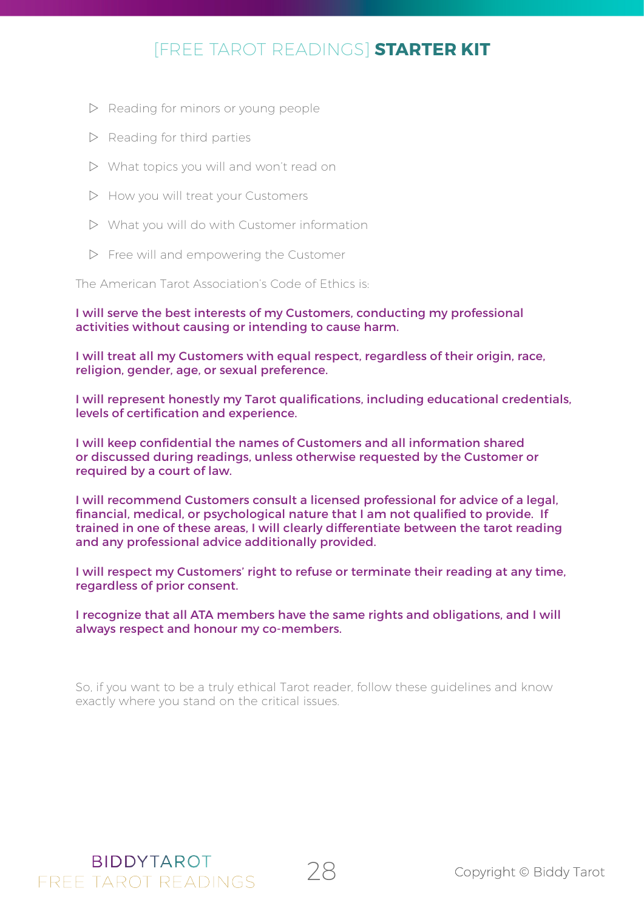- Reading for minors or young people
- Reading for third parties
- What topics you will and won't read on
- How you will treat your Customers
- What you will do with Customer information
- Free will and empowering the Customer

The American Tarot Association's Code of Ethics is:

**I will serve the best interests of my Customers, conducting my professional activities without causing or intending to cause harm.**

**I will treat all my Customers with equal respect, regardless of their origin, race, religion, gender, age, or sexual preference.**

**I will represent honestly my Tarot qualifications, including educational credentials, levels of certification and experience.**

**I will keep confidential the names of Customers and all information shared or discussed during readings, unless otherwise requested by the Customer or required by a court of law.**

**I will recommend Customers consult a licensed professional for advice of a legal, financial, medical, or psychological nature that I am not qualified to provide. If trained in one of these areas, I will clearly differentiate between the tarot reading and any professional advice additionally provided.**

**I will respect my Customers' right to refuse or terminate their reading at any time, regardless of prior consent.**

**I recognize that all ATA members have the same rights and obligations, and I will always respect and honour my co-members.**

So, if you want to be a truly ethical Tarot reader, follow these guidelines and know exactly where you stand on the critical issues.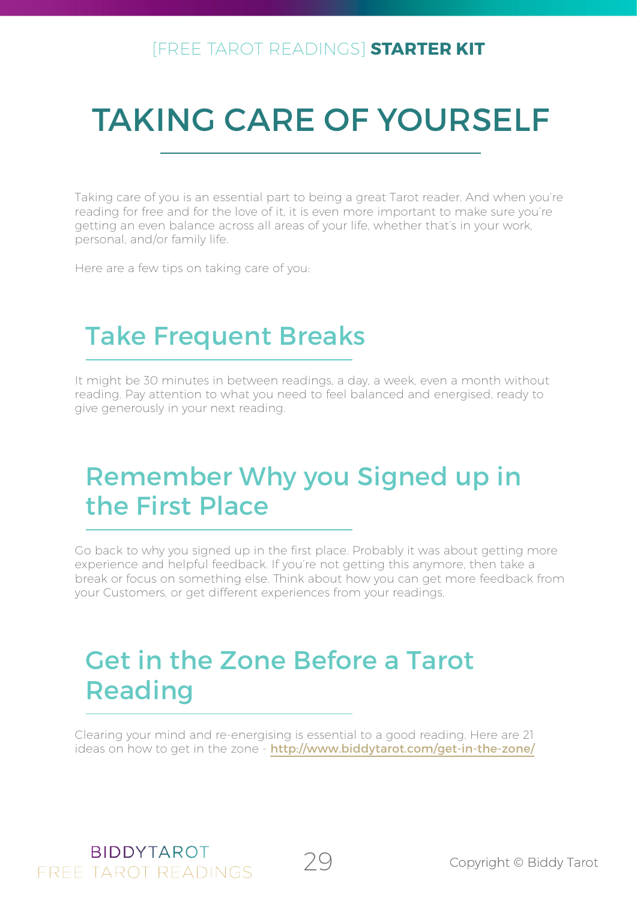# TAKING CARE OF YOURSELF

Taking care of you is an essential part to being a great Tarot reader. And when you're reading for free and for the love of it, it is even more important to make sure you're getting an even balance across all areas of your life, whether that's in your work, personal, and/or family life.

Here are a few tips on taking care of you:

## Take Frequent Breaks

It might be 30 minutes in between readings, a day, a week, even a month without reading. Pay attention to what you need to feel balanced and energised, ready to give generously in your next reading.

## Remember Why you Signed up in the First Place

Go back to why you signed up in the first place. Probably it was about getting more experience and helpful feedback. If you're not getting this anymore, then take a break or focus on something else. Think about how you can get more feedback from your Customers, or get different experiences from your readings.

## Get in the Zone Before a Tarot Reading

Clearing your mind and re-energising is essential to a good reading. Here are 21 ideas on how to get in the zone - **http://www.biddytarot.com/get-in-the-zone/**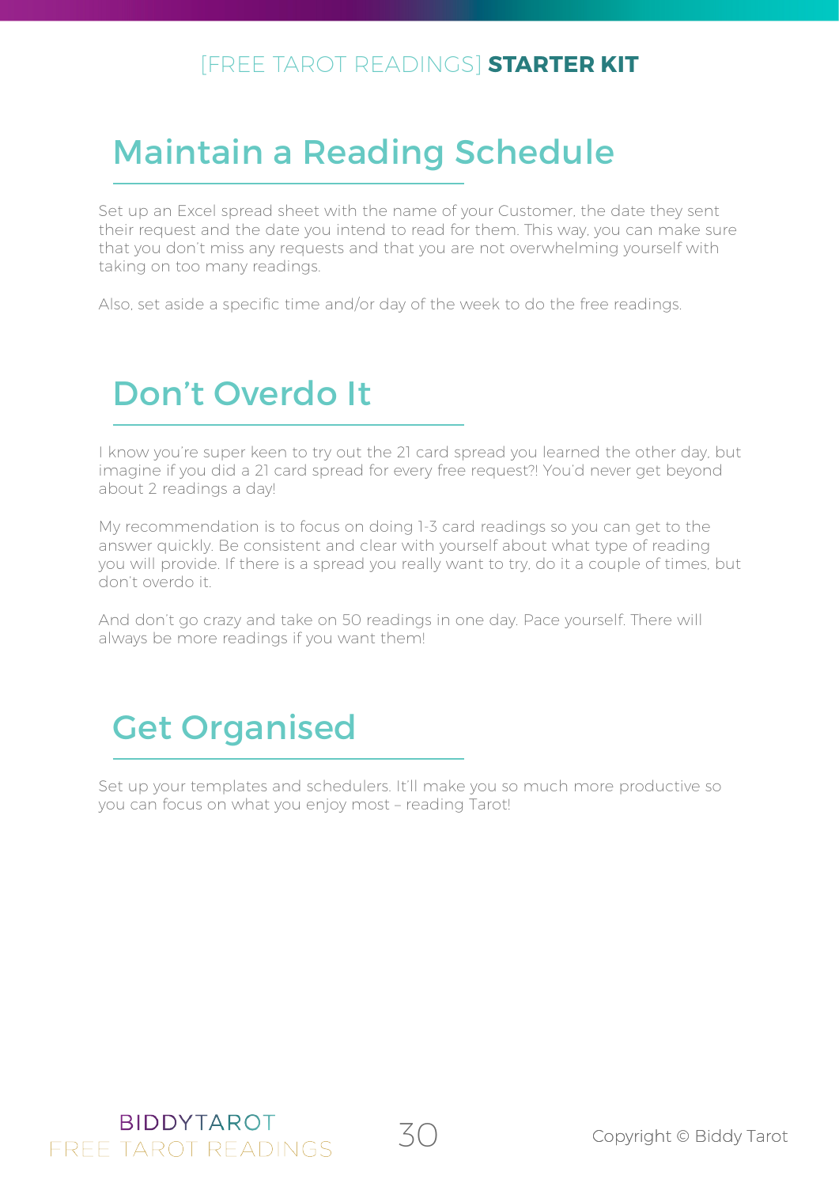## Maintain a Reading Schedule

Set up an Excel spread sheet with the name of your Customer, the date they sent their request and the date you intend to read for them. This way, you can make sure that you don't miss any requests and that you are not overwhelming yourself with taking on too many readings.

Also, set aside a specific time and/or day of the week to do the free readings.

## Don't Overdo It

I know you're super keen to try out the 21 card spread you learned the other day, but imagine if you did a 21 card spread for every free request?! You'd never get beyond about 2 readings a day!

My recommendation is to focus on doing 1-3 card readings so you can get to the answer quickly. Be consistent and clear with yourself about what type of reading you will provide. If there is a spread you really want to try, do it a couple of times, but don't overdo it.

And don't go crazy and take on 50 readings in one day. Pace yourself. There will always be more readings if you want them!

## Get Organised

Set up your templates and schedulers. It'll make you so much more productive so you can focus on what you enjoy most – reading Tarot!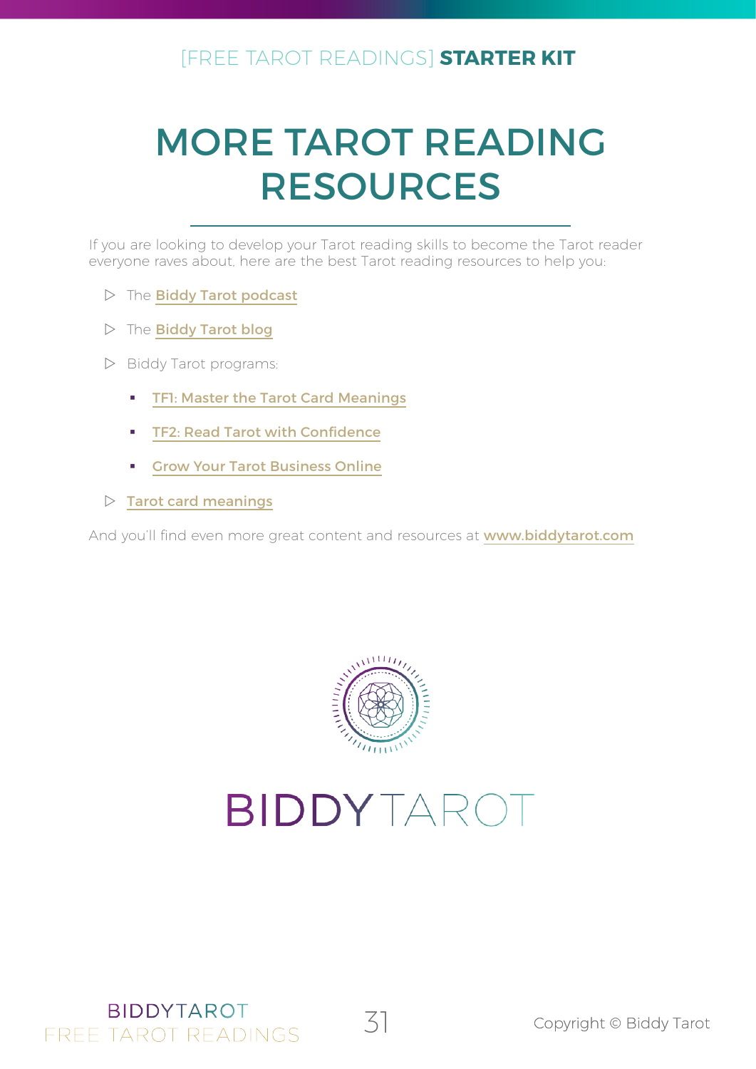# MORE TAROT READING RESOURCES

If you are looking to develop your Tarot reading skills to become the Tarot reader everyone raves about, here are the best Tarot reading resources to help you:

- The **Biddy Tarot podcast**
- The **Biddy Tarot blog**
- Biddy Tarot programs:
  - **TF1: Master the Tarot Card Meanings**
  - **TF2: Read Tarot with Confidence**
  - **Grow Your Tarot Business Online**
- **Tarot card meanings**

And you'll find even more great content and resources at **www.biddytarot.com**

BIDDY TAROT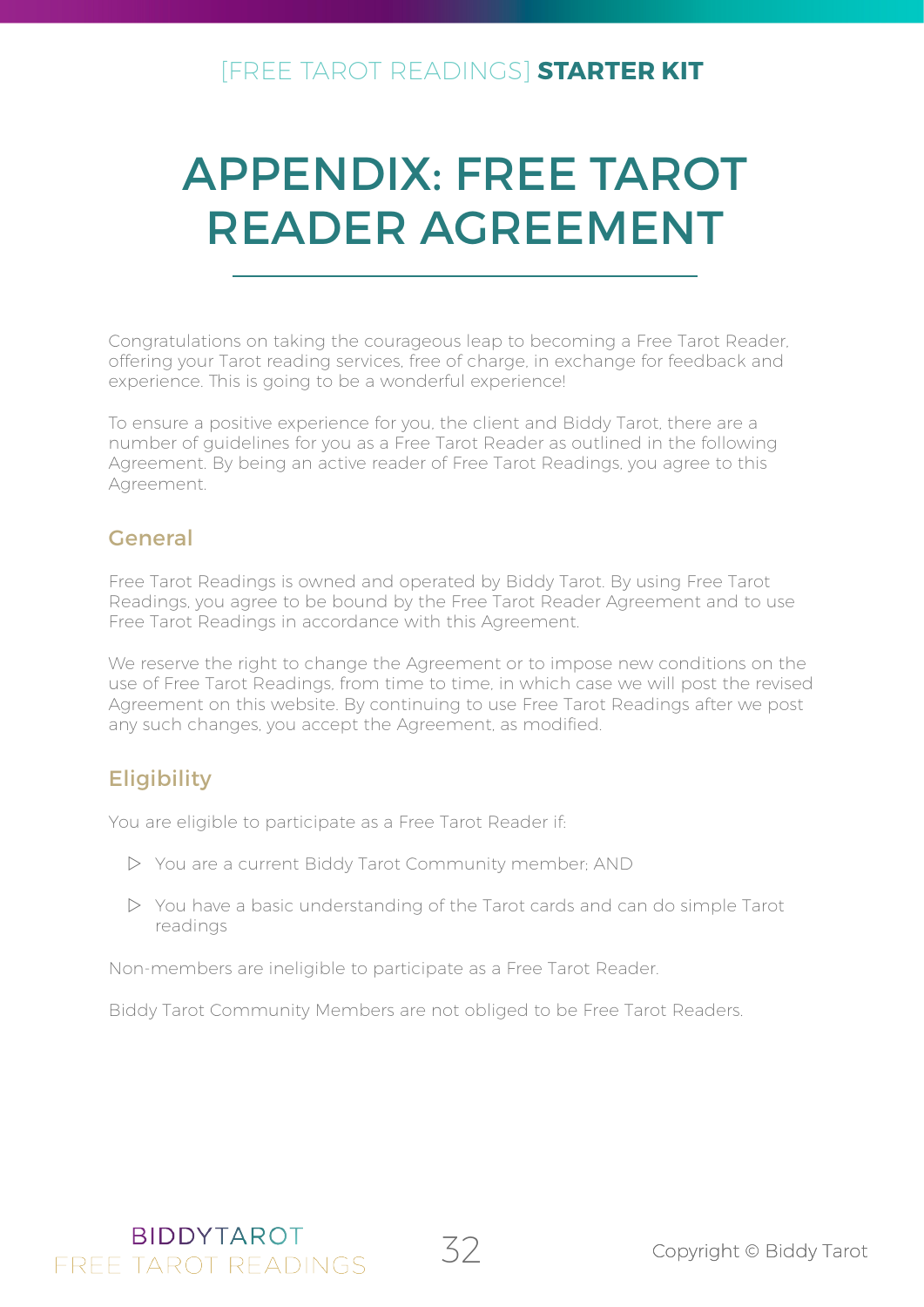# APPENDIX: FREE TAROT READER AGREEMENT

Congratulations on taking the courageous leap to becoming a Free Tarot Reader, offering your Tarot reading services, free of charge, in exchange for feedback and experience. This is going to be a wonderful experience!

To ensure a positive experience for you, the client and Biddy Tarot, there are a number of guidelines for you as a Free Tarot Reader as outlined in the following Agreement. By being an active reader of Free Tarot Readings, you agree to this Agreement.

## General

Free Tarot Readings is owned and operated by Biddy Tarot. By using Free Tarot Readings, you agree to be bound by the Free Tarot Reader Agreement and to use Free Tarot Readings in accordance with this Agreement.

We reserve the right to change the Agreement or to impose new conditions on the use of Free Tarot Readings, from time to time, in which case we will post the revised Agreement on this website. By continuing to use Free Tarot Readings after we post any such changes, you accept the Agreement, as modified.

## Eligibility

You are eligible to participate as a Free Tarot Reader if:

- You are a current Biddy Tarot Community member; AND
- You have a basic understanding of the Tarot cards and can do simple Tarot readings

Non-members are ineligible to participate as a Free Tarot Reader.

Biddy Tarot Community Members are not obliged to be Free Tarot Readers.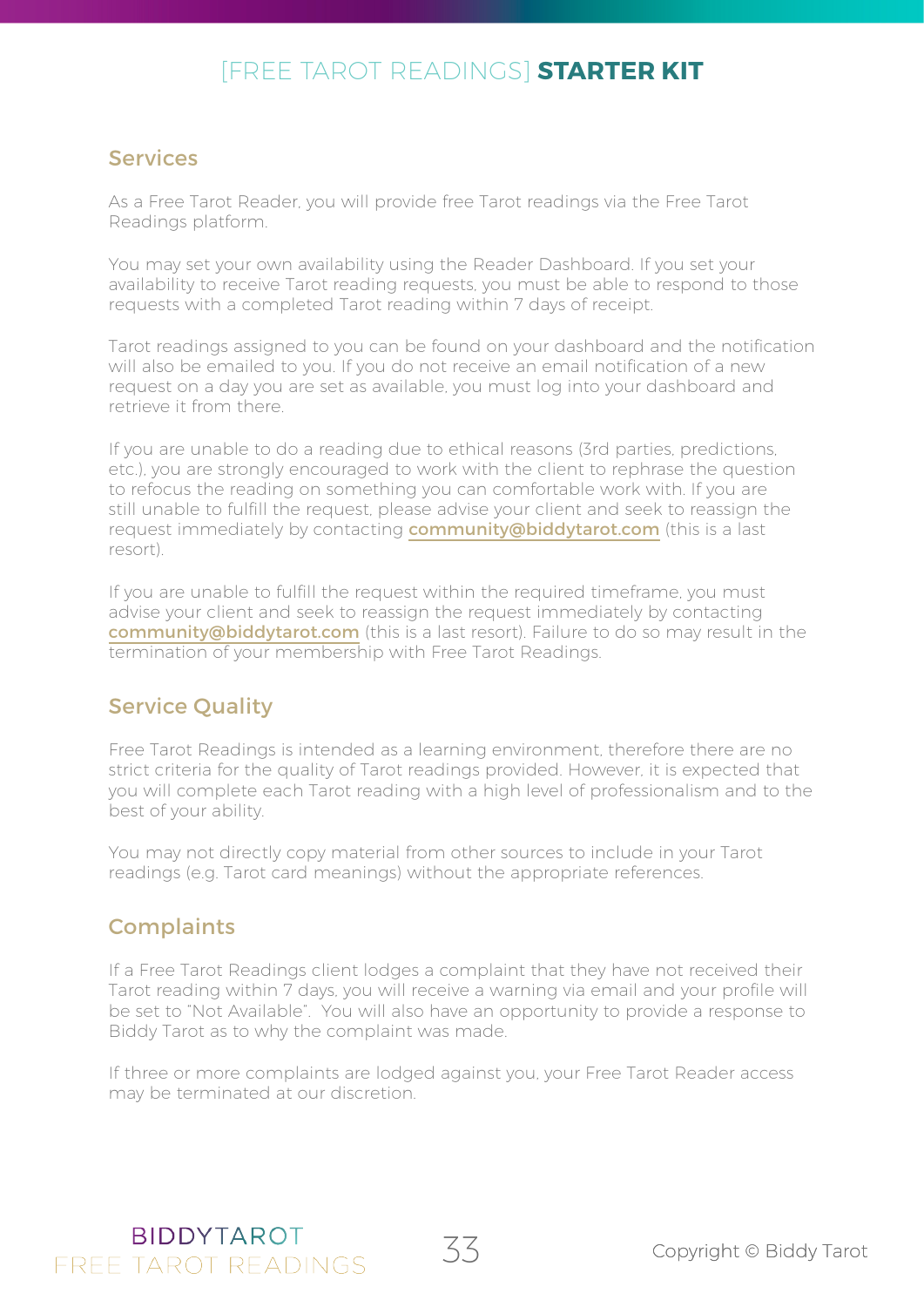## Services

As a Free Tarot Reader, you will provide free Tarot readings via the Free Tarot Readings platform.

You may set your own availability using the Reader Dashboard. If you set your availability to receive Tarot reading requests, you must be able to respond to those requests with a completed Tarot reading within 7 days of receipt.

Tarot readings assigned to you can be found on your dashboard and the notification will also be emailed to you. If you do not receive an email notification of a new request on a day you are set as available, you must log into your dashboard and retrieve it from there.

If you are unable to do a reading due to ethical reasons (3rd parties, predictions, etc.), you are strongly encouraged to work with the client to rephrase the question to refocus the reading on something you can comfortable work with. If you are still unable to fulfill the request, please advise your client and seek to reassign the request immediately by contacting community@biddytarot.com (this is a last resort).

If you are unable to fulfill the request within the required timeframe, you must advise your client and seek to reassign the request immediately by contacting community@biddytarot.com (this is a last resort). Failure to do so may result in the termination of your membership with Free Tarot Readings.

## Service Quality

Free Tarot Readings is intended as a learning environment, therefore there are no strict criteria for the quality of Tarot readings provided. However, it is expected that you will complete each Tarot reading with a high level of professionalism and to the best of your ability.

You may not directly copy material from other sources to include in your Tarot readings (e.g. Tarot card meanings) without the appropriate references.

## Complaints

If a Free Tarot Readings client lodges a complaint that they have not received their Tarot reading within 7 days, you will receive a warning via email and your profile will be set to "Not Available". You will also have an opportunity to provide a response to Biddy Tarot as to why the complaint was made.

If three or more complaints are lodged against you, your Free Tarot Reader access may be terminated at our discretion.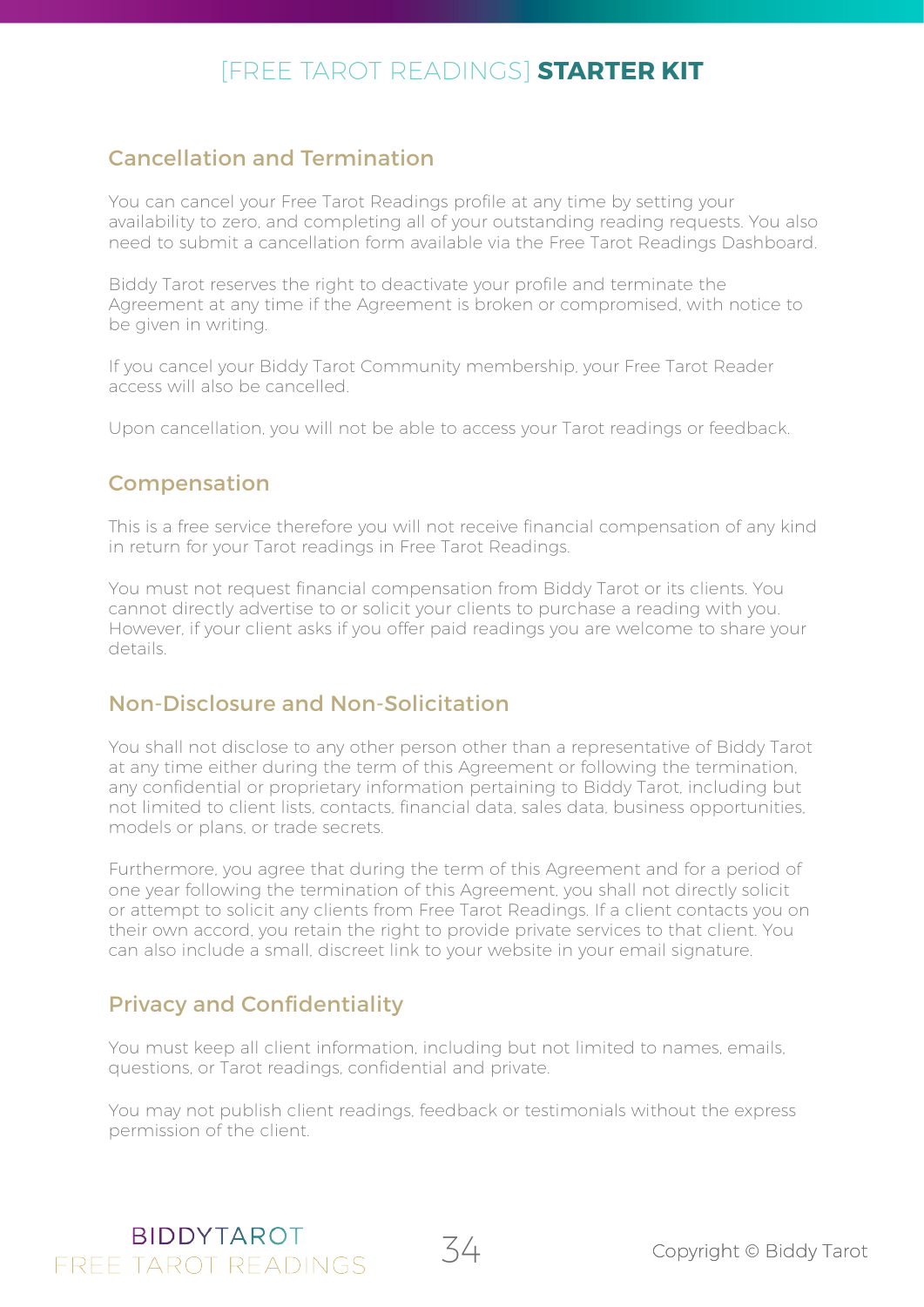## Cancellation and Termination

You can cancel your Free Tarot Readings profile at any time by setting your availability to zero, and completing all of your outstanding reading requests. You also need to submit a cancellation form available via the Free Tarot Readings Dashboard.

Biddy Tarot reserves the right to deactivate your profile and terminate the Agreement at any time if the Agreement is broken or compromised, with notice to be given in writing.

If you cancel your Biddy Tarot Community membership, your Free Tarot Reader access will also be cancelled.

Upon cancellation, you will not be able to access your Tarot readings or feedback.

## Compensation

This is a free service therefore you will not receive financial compensation of any kind in return for your Tarot readings in Free Tarot Readings.

You must not request financial compensation from Biddy Tarot or its clients. You cannot directly advertise to or solicit your clients to purchase a reading with you. However, if your client asks if you offer paid readings you are welcome to share your details.

## Non-Disclosure and Non-Solicitation

You shall not disclose to any other person other than a representative of Biddy Tarot at any time either during the term of this Agreement or following the termination, any confidential or proprietary information pertaining to Biddy Tarot, including but not limited to client lists, contacts, financial data, sales data, business opportunities, models or plans, or trade secrets.

Furthermore, you agree that during the term of this Agreement and for a period of one year following the termination of this Agreement, you shall not directly solicit or attempt to solicit any clients from Free Tarot Readings. If a client contacts you on their own accord, you retain the right to provide private services to that client. You can also include a small, discreet link to your website in your email signature.

## Privacy and Confidentiality

You must keep all client information, including but not limited to names, emails, questions, or Tarot readings, confidential and private.

You may not publish client readings, feedback or testimonials without the express permission of the client.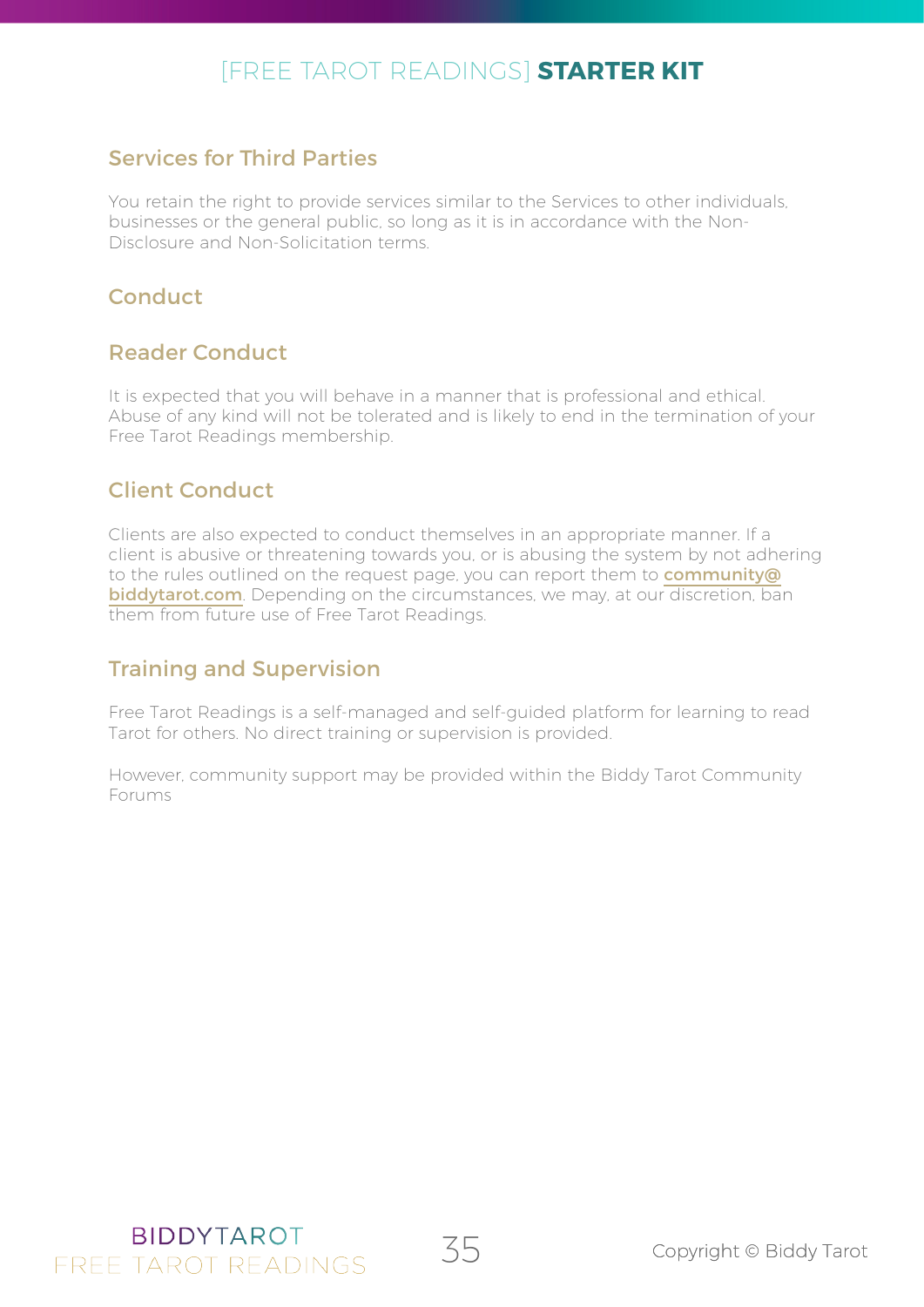## Services for Third Parties

You retain the right to provide services similar to the Services to other individuals, businesses or the general public, so long as it is in accordance with the Non-Disclosure and Non-Solicitation terms.

## Conduct

## Reader Conduct

It is expected that you will behave in a manner that is professional and ethical. Abuse of any kind will not be tolerated and is likely to end in the termination of your Free Tarot Readings membership.

## Client Conduct

Clients are also expected to conduct themselves in an appropriate manner. If a client is abusive or threatening towards you, or is abusing the system by not adhering to the rules outlined on the request page, you can report them to **community@biddytarot.com**. Depending on the circumstances, we may, at our discretion, ban them from future use of Free Tarot Readings.

## Training and Supervision

Free Tarot Readings is a self-managed and self-guided platform for learning to read Tarot for others. No direct training or supervision is provided.

However, community support may be provided within the Biddy Tarot Community Forums